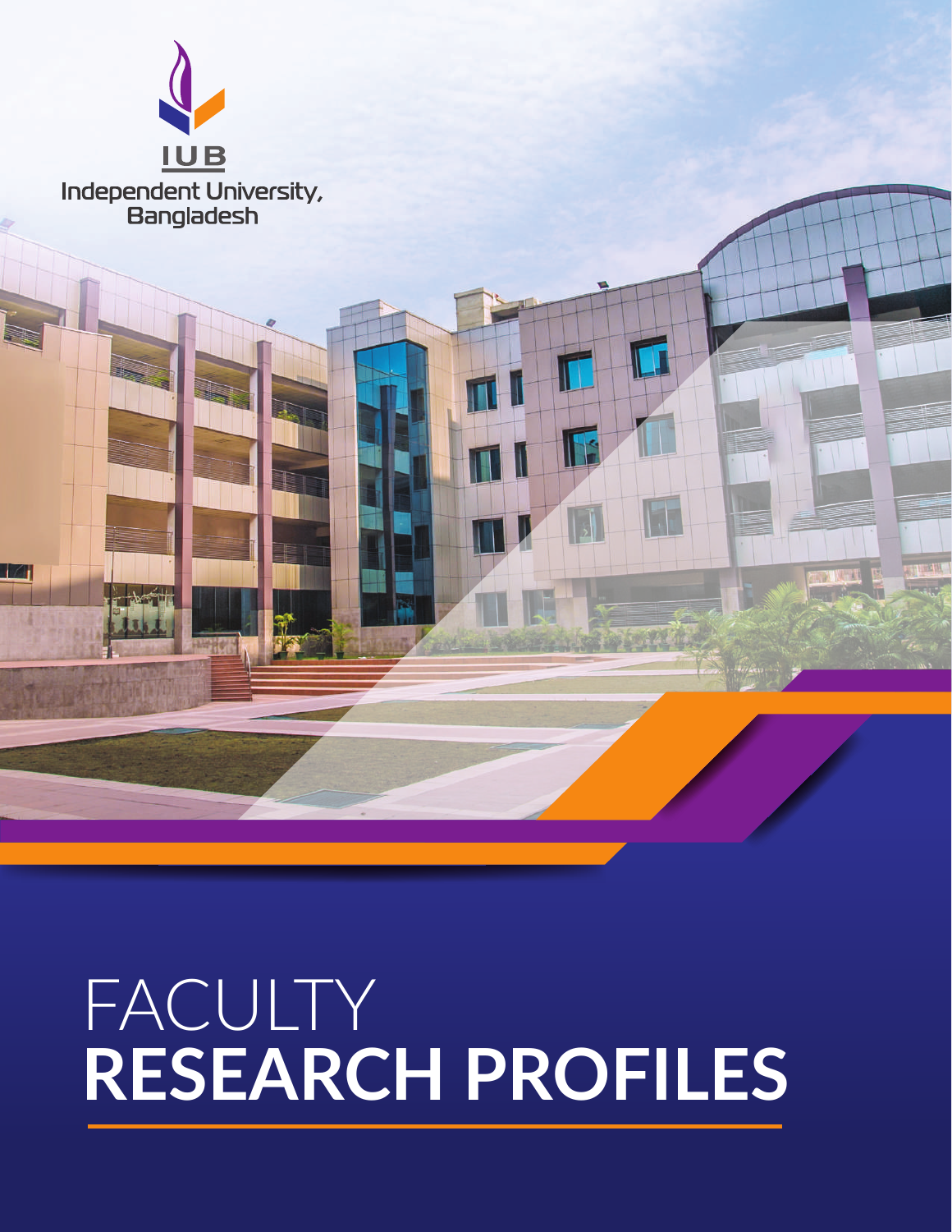IUB

Independent University, Bangladesh

# FACULTY RESEARCH PROFILES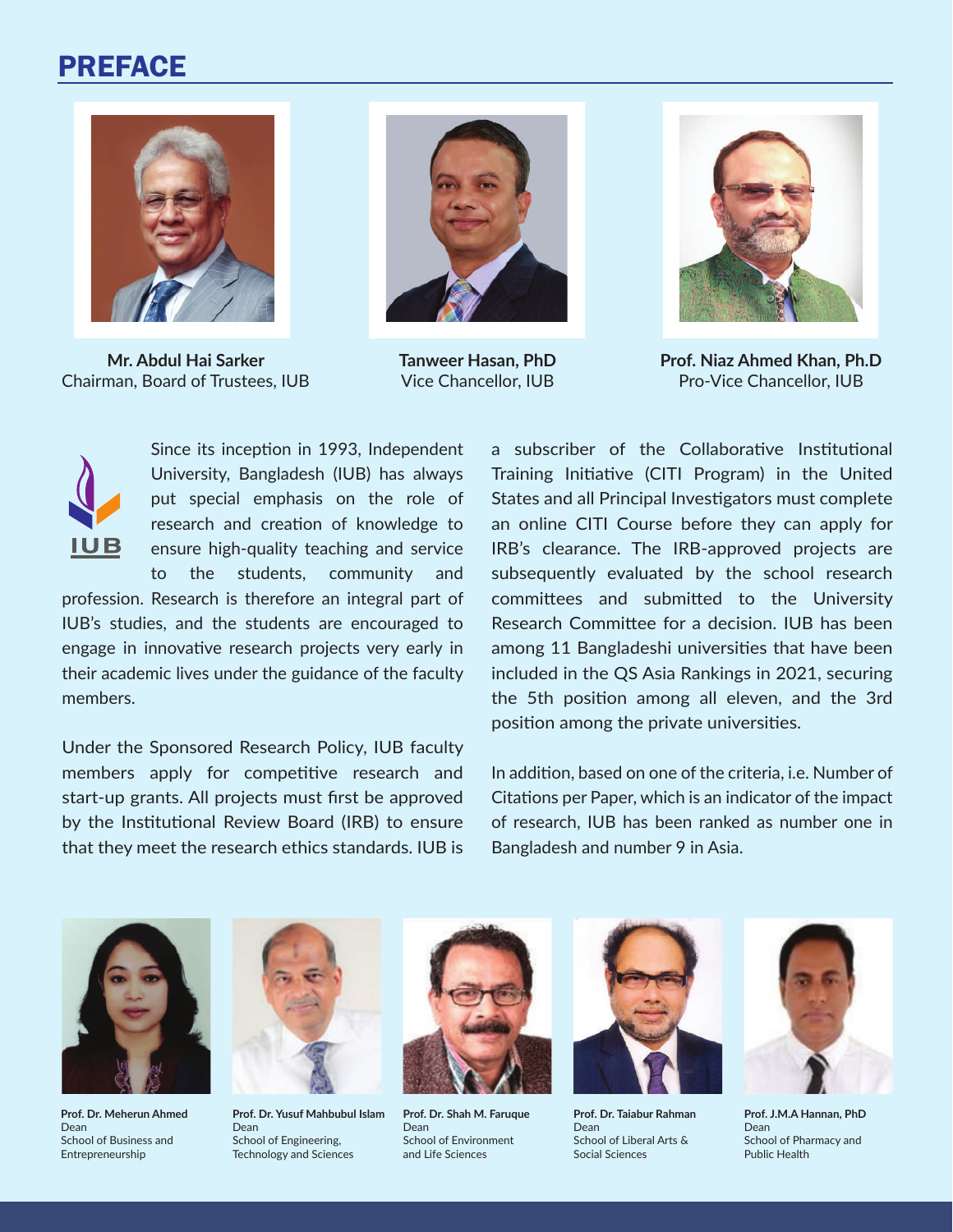# PREFACE

**Mr. Abdul Hai Sarker**
Chairman, Board of Trustees, IUB

**Tanweer Hasan, PhD**
Vice Chancellor, IUB

**Prof. Niaz Ahmed Khan, Ph.D**
Pro-Vice Chancellor, IUB

Since its inception in 1993, Independent University, Bangladesh (IUB) has always put special emphasis on the role of research and creation of knowledge to ensure high-quality teaching and service to the students, community and profession. Research is therefore an integral part of IUB's studies, and the students are encouraged to engage in innovative research projects very early in their academic lives under the guidance of the faculty members.

Under the Sponsored Research Policy, IUB faculty members apply for competitive research and start-up grants. All projects must first be approved by the Institutional Review Board (IRB) to ensure that they meet the research ethics standards. IUB is a subscriber of the Collaborative Institutional Training Initiative (CITI Program) in the United States and all Principal Investigators must complete an online CITI Course before they can apply for IRB's clearance. The IRB-approved projects are subsequently evaluated by the school research committees and submitted to the University Research Committee for a decision. IUB has been among 11 Bangladeshi universities that have been included in the QS Asia Rankings in 2021, securing the 5th position among all eleven, and the 3rd position among the private universities.

In addition, based on one of the criteria, i.e. Number of Citations per Paper, which is an indicator of the impact of research, IUB has been ranked as number one in Bangladesh and number 9 in Asia.

**Prof. Dr. Meherun Ahmed**
Dean
School of Business and Entrepreneurship

**Prof. Dr. Yusuf Mahbubul Islam**
Dean
School of Engineering, Technology and Sciences

**Prof. Dr. Shah M. Faruque**
Dean
School of Environment and Life Sciences

**Prof. Dr. Taiabur Rahman**
Dean
School of Liberal Arts & Social Sciences

**Prof. J.M.A Hannan, PhD**
Dean
School of Pharmacy and Public Health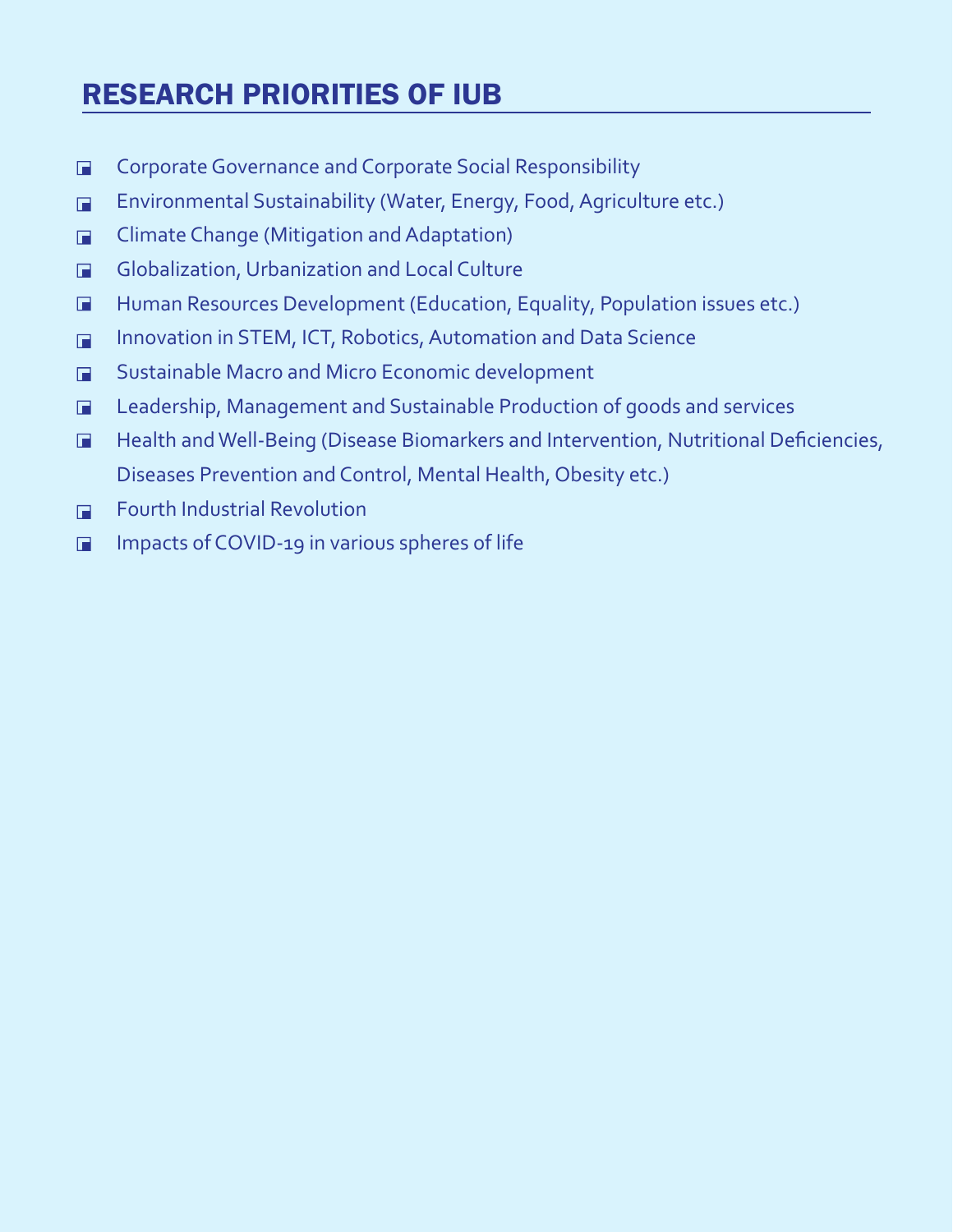## RESEARCH PRIORITIES OF IUB

- Corporate Governance and Corporate Social Responsibility
- Environmental Sustainability (Water, Energy, Food, Agriculture etc.)
- Climate Change (Mitigation and Adaptation)
- Globalization, Urbanization and Local Culture
- Human Resources Development (Education, Equality, Population issues etc.)
- Innovation in STEM, ICT, Robotics, Automation and Data Science
- Sustainable Macro and Micro Economic development
- Leadership, Management and Sustainable Production of goods and services
- Health and Well-Being (Disease Biomarkers and Intervention, Nutritional Deficiencies, Diseases Prevention and Control, Mental Health, Obesity etc.)
- Fourth Industrial Revolution
- Impacts of COVID-19 in various spheres of life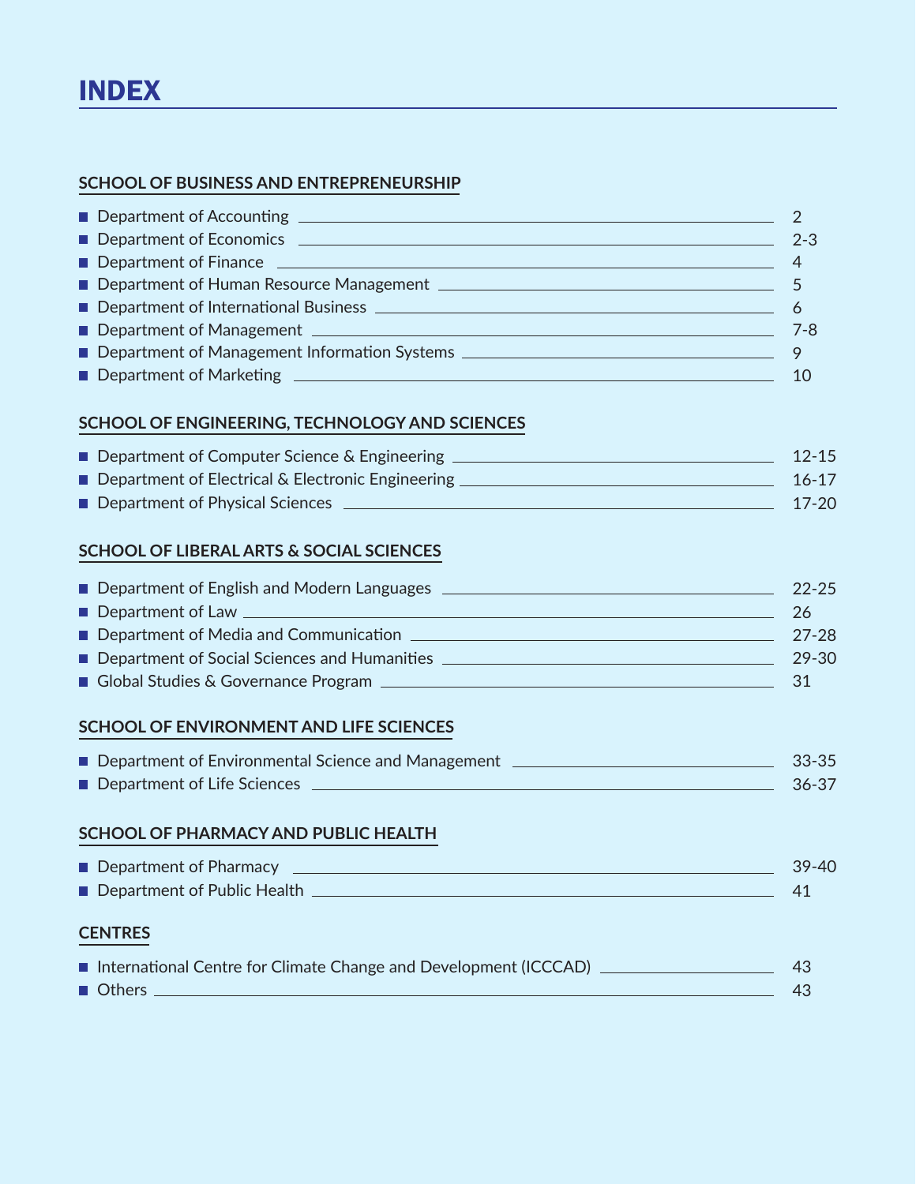# INDEX

## SCHOOL OF BUSINESS AND ENTREPRENEURSHIP

- Department of Accounting — 2
- Department of Economics — 2-3
- Department of Finance — 4
- Department of Human Resource Management — 5
- Department of International Business — 6
- Department of Management — 7-8
- Department of Management Information Systems — 9
- Department of Marketing — 10

## SCHOOL OF ENGINEERING, TECHNOLOGY AND SCIENCES

- Department of Computer Science & Engineering — 12-15
- Department of Electrical & Electronic Engineering — 16-17
- Department of Physical Sciences — 17-20

## SCHOOL OF LIBERAL ARTS & SOCIAL SCIENCES

- Department of English and Modern Languages — 22-25
- Department of Law — 26
- Department of Media and Communication — 27-28
- Department of Social Sciences and Humanities — 29-30
- Global Studies & Governance Program — 31

## SCHOOL OF ENVIRONMENT AND LIFE SCIENCES

- Department of Environmental Science and Management — 33-35
- Department of Life Sciences — 36-37

## SCHOOL OF PHARMACY AND PUBLIC HEALTH

- Department of Pharmacy — 39-40
- Department of Public Health — 41

## CENTRES

- International Centre for Climate Change and Development (ICCCAD) — 43
- Others — 43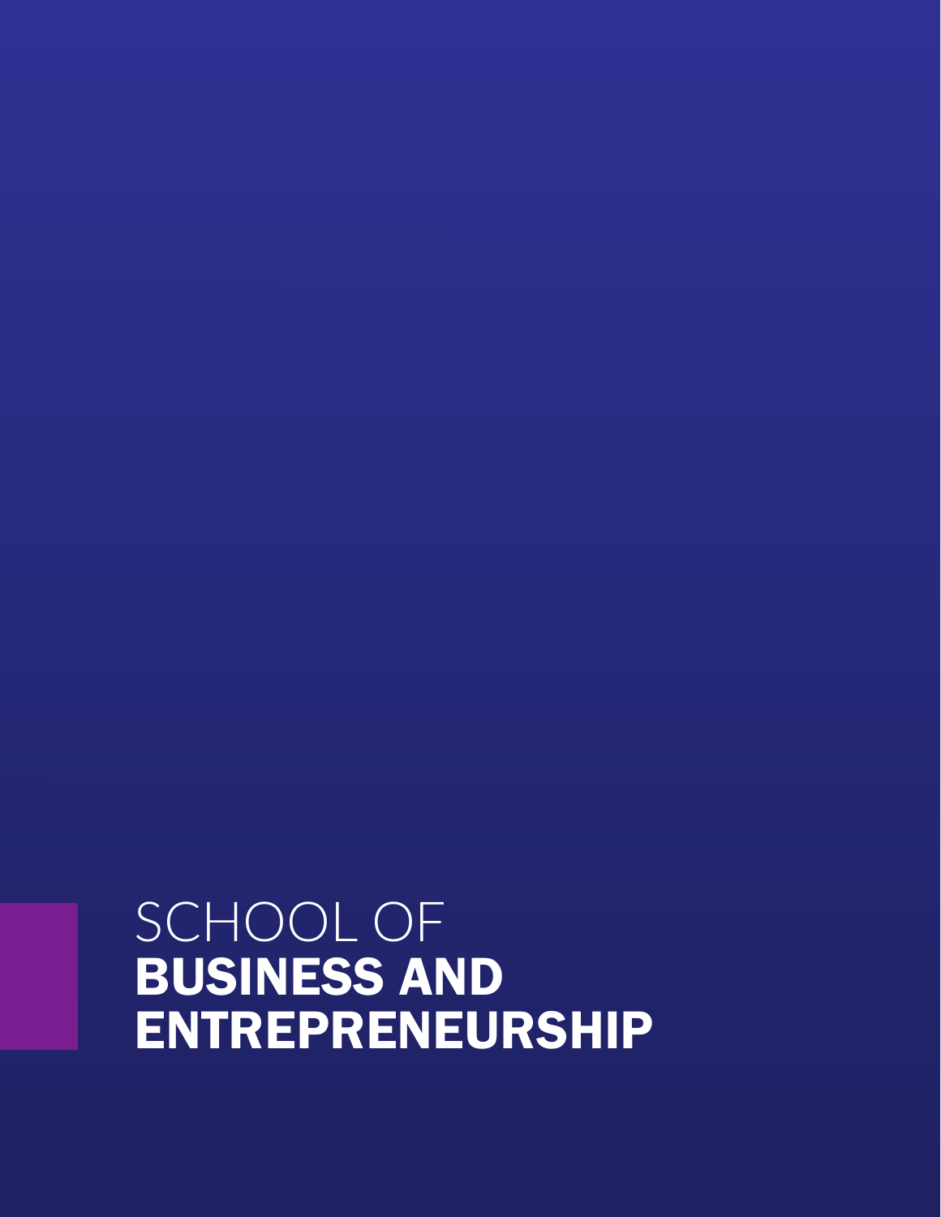# SCHOOL OF **BUSINESS AND ENTREPRENEURSHIP**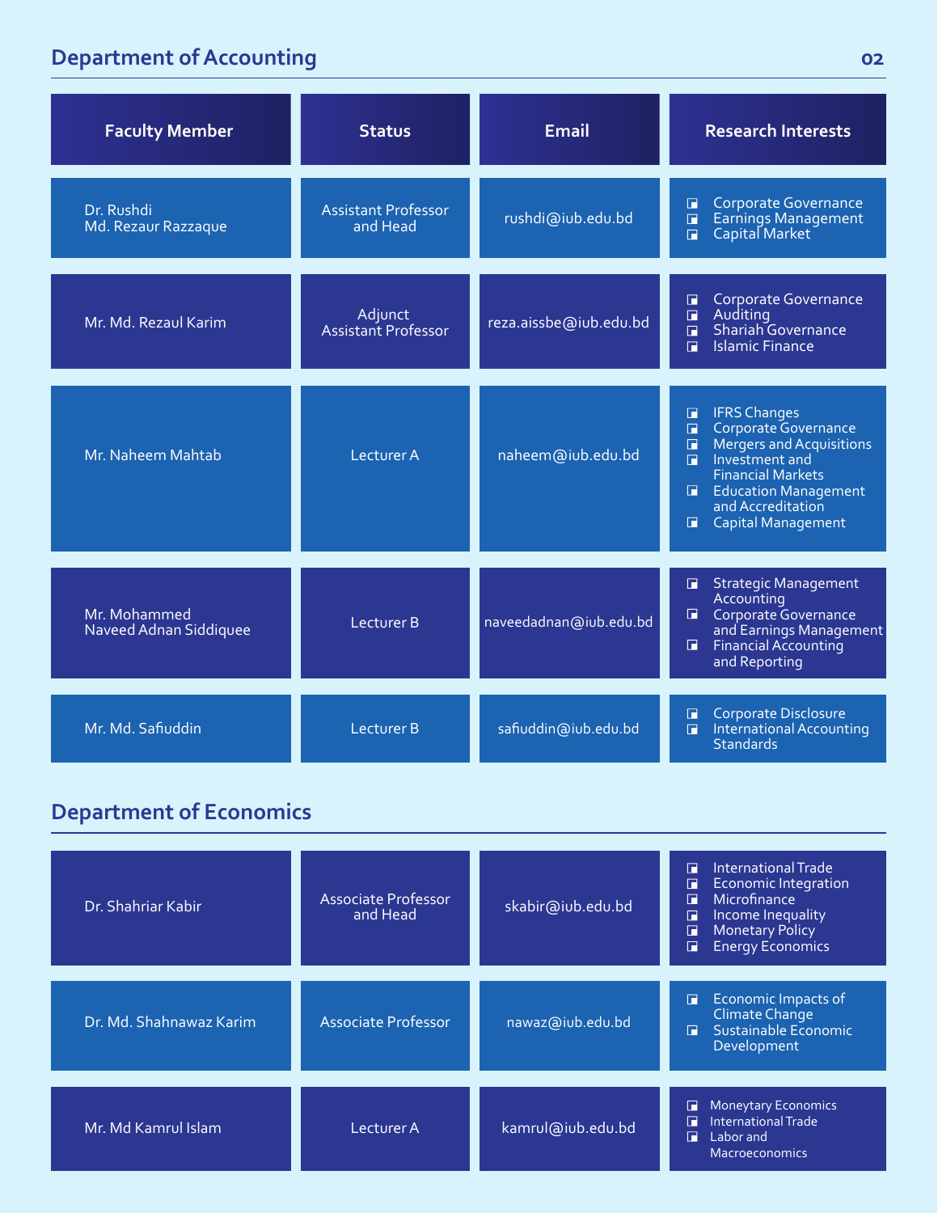## Department of Accounting

| Faculty Member | Status | Email | Research Interests |
|---|---|---|---|
| Dr. Rushdi Md. Rezaur Razzaque | Assistant Professor and Head | rushdi@iub.edu.bd | Corporate Governance; Earnings Management; Capital Market |
| Mr. Md. Rezaul Karim | Adjunct Assistant Professor | reza.aissbe@iub.edu.bd | Corporate Governance; Auditing; Shariah Governance; Islamic Finance |
| Mr. Naheem Mahtab | Lecturer A | naheem@iub.edu.bd | IFRS Changes; Corporate Governance; Mergers and Acquisitions; Investment and Financial Markets; Education Management and Accreditation; Capital Management |
| Mr. Mohammed Naveed Adnan Siddiquee | Lecturer B | naveedadnan@iub.edu.bd | Strategic Management Accounting; Corporate Governance and Earnings Management; Financial Accounting and Reporting |
| Mr. Md. Safiuddin | Lecturer B | safiuddin@iub.edu.bd | Corporate Disclosure; International Accounting Standards |

## Department of Economics

| Faculty Member | Status | Email | Research Interests |
|---|---|---|---|
| Dr. Shahriar Kabir | Associate Professor and Head | skabir@iub.edu.bd | International Trade; Economic Integration; Microfinance; Income Inequality; Monetary Policy; Energy Economics |
| Dr. Md. Shahnawaz Karim | Associate Professor | nawaz@iub.edu.bd | Economic Impacts of Climate Change; Sustainable Economic Development |
| Mr. Md Kamrul Islam | Lecturer A | kamrul@iub.edu.bd | Moneytary Economics; International Trade; Labor and Macroeconomics |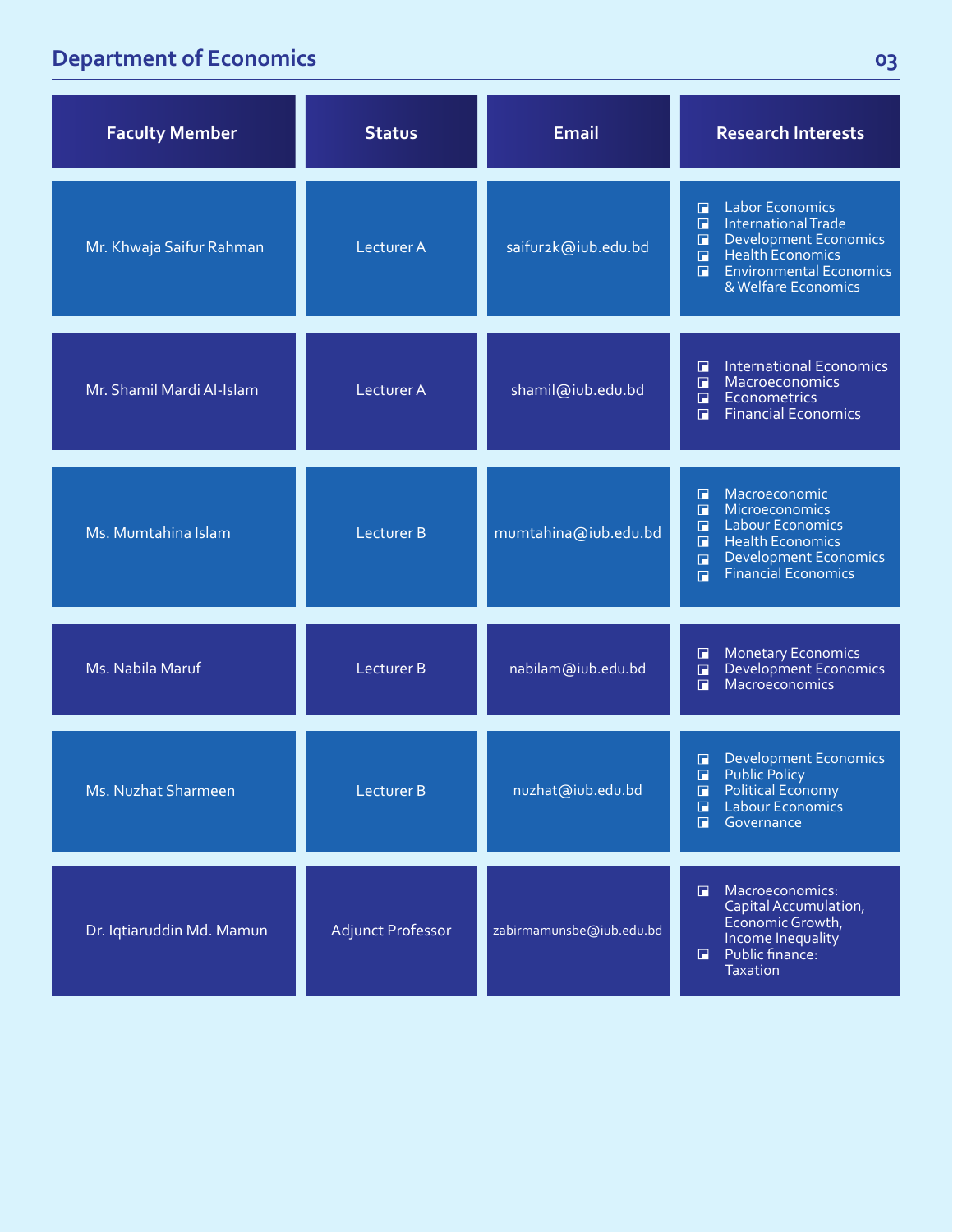## Department of Economics

| Faculty Member | Status | Email | Research Interests |
|---|---|---|---|
| Mr. Khwaja Saifur Rahman | Lecturer A | saifur2k@iub.edu.bd | Labor Economics<br>International Trade<br>Development Economics<br>Health Economics<br>Environmental Economics & Welfare Economics |
| Mr. Shamil Mardi Al-Islam | Lecturer A | shamil@iub.edu.bd | International Economics<br>Macroeconomics<br>Econometrics<br>Financial Economics |
| Ms. Mumtahina Islam | Lecturer B | mumtahina@iub.edu.bd | Macroeconomic<br>Microeconomics<br>Labour Economics<br>Health Economics<br>Development Economics<br>Financial Economics |
| Ms. Nabila Maruf | Lecturer B | nabilam@iub.edu.bd | Monetary Economics<br>Development Economics<br>Macroeconomics |
| Ms. Nuzhat Sharmeen | Lecturer B | nuzhat@iub.edu.bd | Development Economics<br>Public Policy<br>Political Economy<br>Labour Economics<br>Governance |
| Dr. Iqtiaruddin Md. Mamun | Adjunct Professor | zabirmamunsbe@iub.edu.bd | Macroeconomics: Capital Accumulation, Economic Growth, Income Inequality<br>Public finance: Taxation |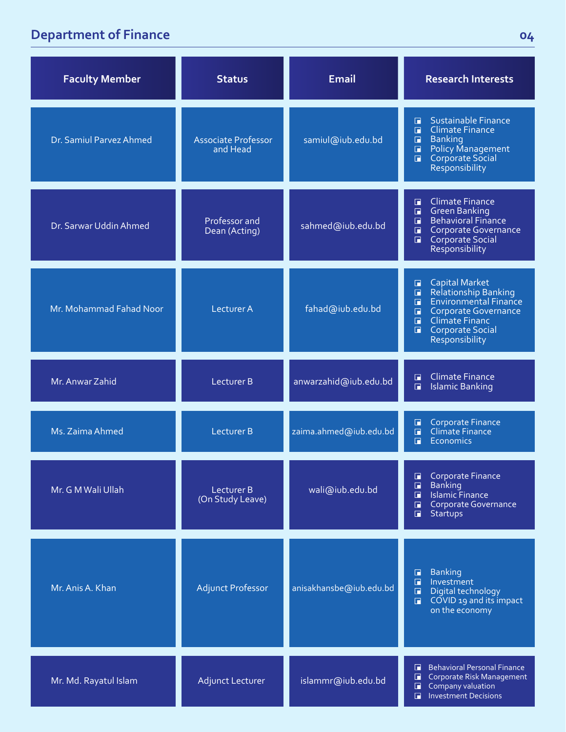## Department of Finance

| Faculty Member | Status | Email | Research Interests |
|---|---|---|---|
| Dr. Samiul Parvez Ahmed | Associate Professor and Head | samiul@iub.edu.bd | Sustainable Finance<br>Climate Finance<br>Banking<br>Policy Management<br>Corporate Social Responsibility |
| Dr. Sarwar Uddin Ahmed | Professor and Dean (Acting) | sahmed@iub.edu.bd | Climate Finance<br>Green Banking<br>Behavioral Finance<br>Corporate Governance<br>Corporate Social Responsibility |
| Mr. Mohammad Fahad Noor | Lecturer A | fahad@iub.edu.bd | Capital Market<br>Relationship Banking<br>Environmental Finance<br>Corporate Governance<br>Climate Financ<br>Corporate Social Responsibility |
| Mr. Anwar Zahid | Lecturer B | anwarzahid@iub.edu.bd | Climate Finance<br>Islamic Banking |
| Ms. Zaima Ahmed | Lecturer B | zaima.ahmed@iub.edu.bd | Corporate Finance<br>Climate Finance<br>Economics |
| Mr. G M Wali Ullah | Lecturer B (On Study Leave) | wali@iub.edu.bd | Corporate Finance<br>Banking<br>Islamic Finance<br>Corporate Governance<br>Startups |
| Mr. Anis A. Khan | Adjunct Professor | anisakhansbe@iub.edu.bd | Banking<br>Investment<br>Digital technology<br>COVID 19 and its impact on the economy |
| Mr. Md. Rayatul Islam | Adjunct Lecturer | islammr@iub.edu.bd | Behavioral Personal Finance<br>Corporate Risk Management<br>Company valuation<br>Investment Decisions |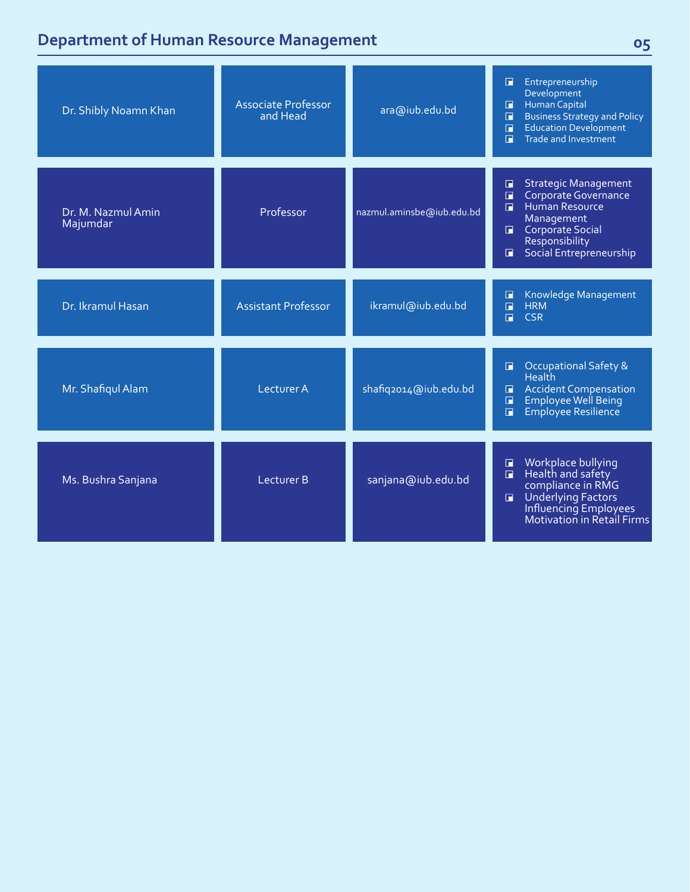## Department of Human Resource Management

| Name | Designation | Email | Research Interests |
|---|---|---|---|
| Dr. Shibly Noamn Khan | Associate Professor and Head | ara@iub.edu.bd | Entrepreneurship Development<br>Human Capital<br>Business Strategy and Policy<br>Education Development<br>Trade and Investment |
| Dr. M. Nazmul Amin Majumdar | Professor | nazmul.aminsbe@iub.edu.bd | Strategic Management<br>Corporate Governance<br>Human Resource Management<br>Corporate Social Responsibility<br>Social Entrepreneurship |
| Dr. Ikramul Hasan | Assistant Professor | ikramul@iub.edu.bd | Knowledge Management<br>HRM<br>CSR |
| Mr. Shafiqul Alam | Lecturer A | shafiq2014@iub.edu.bd | Occupational Safety & Health<br>Accident Compensation<br>Employee Well Being<br>Employee Resilience |
| Ms. Bushra Sanjana | Lecturer B | sanjana@iub.edu.bd | Workplace bullying<br>Health and safety compliance in RMG<br>Underlying Factors Influencing Employees Motivation in Retail Firms |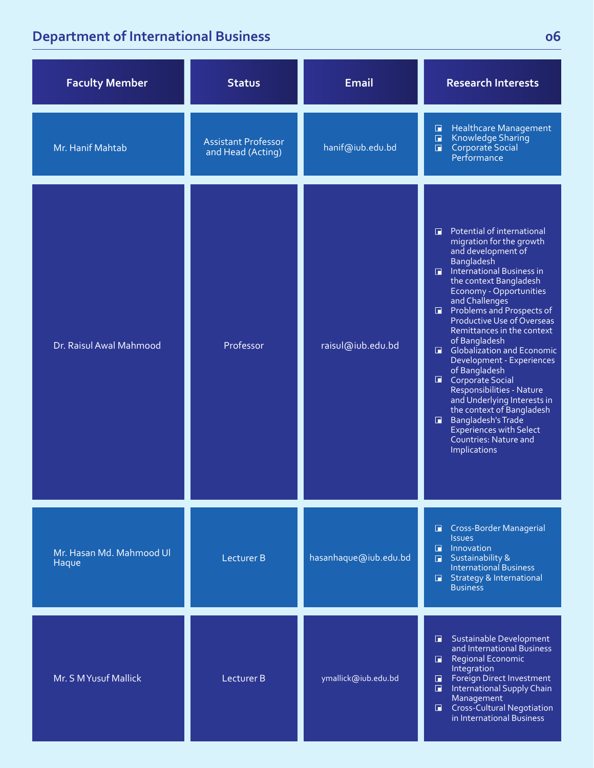## Department of International Business

| Faculty Member | Status | Email | Research Interests |
| --- | --- | --- | --- |
| Mr. Hanif Mahtab | Assistant Professor and Head (Acting) | hanif@iub.edu.bd | Healthcare Management<br>Knowledge Sharing<br>Corporate Social Performance |
| Dr. Raisul Awal Mahmood | Professor | raisul@iub.edu.bd | Potential of international migration for the growth and development of Bangladesh<br>International Business in the context Bangladesh Economy - Opportunities and Challenges<br>Problems and Prospects of Productive Use of Overseas Remittances in the context of Bangladesh<br>Globalization and Economic Development - Experiences of Bangladesh<br>Corporate Social Responsibilities - Nature and Underlying Interests in the context of Bangladesh<br>Bangladesh's Trade Experiences with Select Countries: Nature and Implications |
| Mr. Hasan Md. Mahmood Ul Haque | Lecturer B | hasanhaque@iub.edu.bd | Cross-Border Managerial Issues<br>Innovation<br>Sustainability & International Business<br>Strategy & International Business |
| Mr. S M Yusuf Mallick | Lecturer B | ymallick@iub.edu.bd | Sustainable Development and International Business<br>Regional Economic Integration<br>Foreign Direct Investment<br>International Supply Chain Management<br>Cross-Cultural Negotiation in International Business |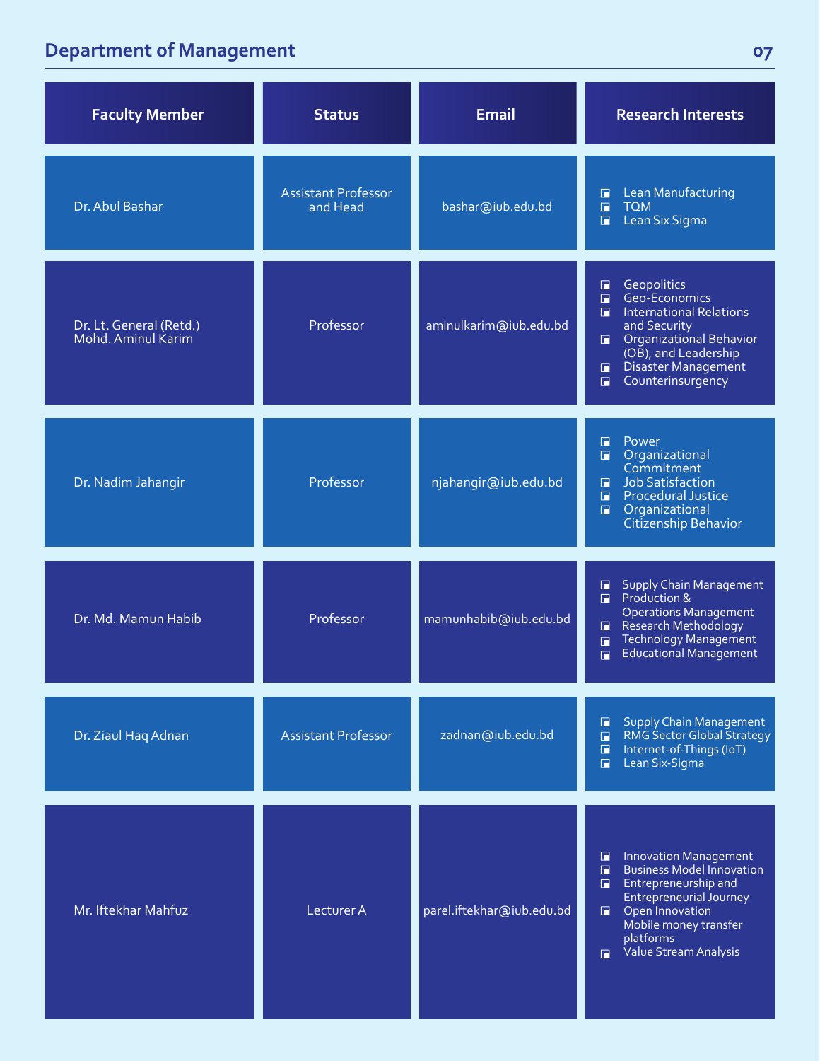## Department of Management

| Faculty Member | Status | Email | Research Interests |
|---|---|---|---|
| Dr. Abul Bashar | Assistant Professor and Head | bashar@iub.edu.bd | Lean Manufacturing<br>TQM<br>Lean Six Sigma |
| Dr. Lt. General (Retd.) Mohd. Aminul Karim | Professor | aminulkarim@iub.edu.bd | Geopolitics<br>Geo-Economics<br>International Relations and Security<br>Organizational Behavior (OB), and Leadership<br>Disaster Management<br>Counterinsurgency |
| Dr. Nadim Jahangir | Professor | njahangir@iub.edu.bd | Power<br>Organizational Commitment<br>Job Satisfaction<br>Procedural Justice<br>Organizational Citizenship Behavior |
| Dr. Md. Mamun Habib | Professor | mamunhabib@iub.edu.bd | Supply Chain Management<br>Production & Operations Management<br>Research Methodology<br>Technology Management<br>Educational Management |
| Dr. Ziaul Haq Adnan | Assistant Professor | zadnan@iub.edu.bd | Supply Chain Management<br>RMG Sector Global Strategy<br>Internet-of-Things (IoT)<br>Lean Six-Sigma |
| Mr. Iftekhar Mahfuz | Lecturer A | parel.iftekhar@iub.edu.bd | Innovation Management<br>Business Model Innovation<br>Entrepreneurship and Entrepreneurial Journey<br>Open Innovation Mobile money transfer platforms<br>Value Stream Analysis |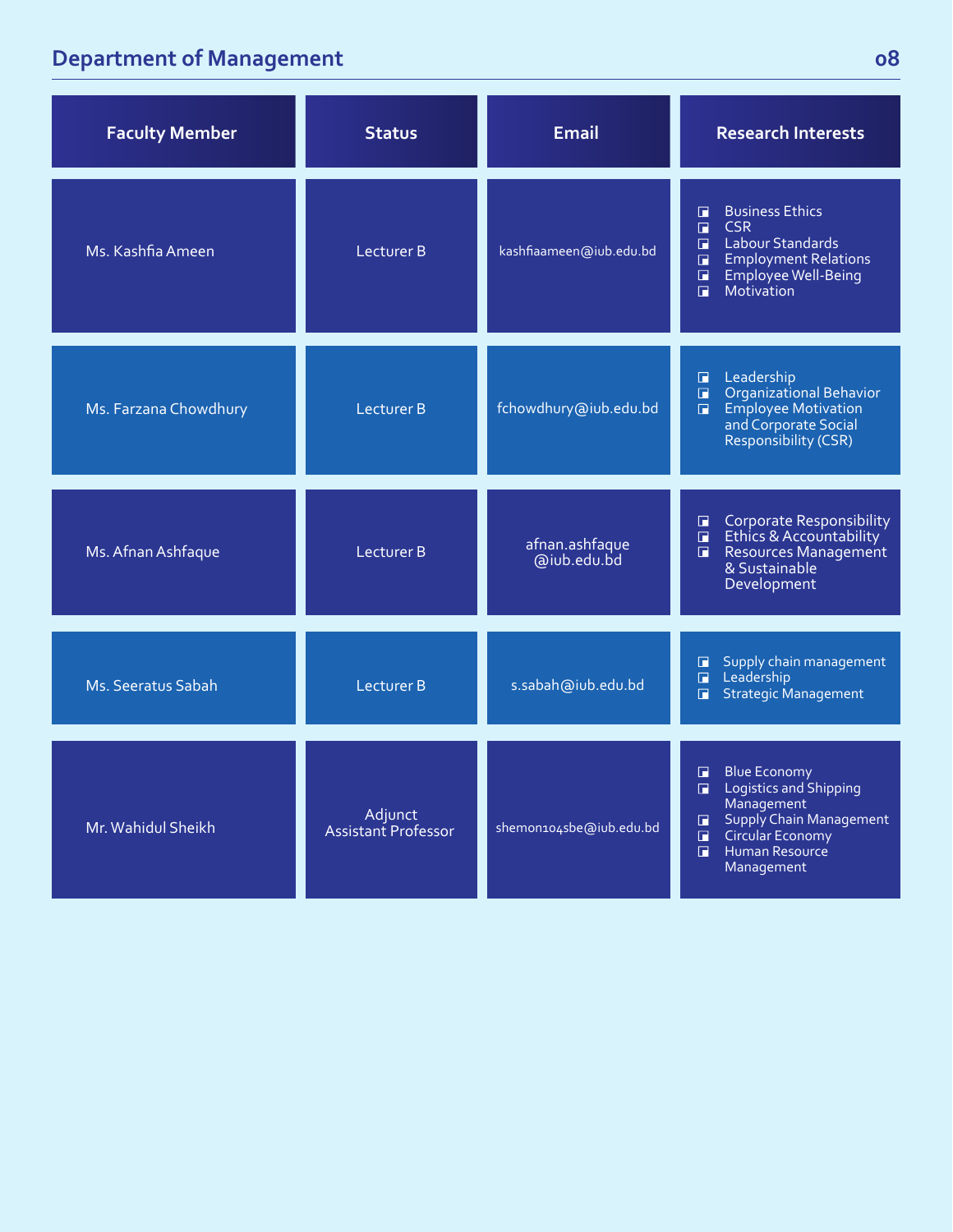## Department of Management

| Faculty Member | Status | Email | Research Interests |
|---|---|---|---|
| Ms. Kashfia Ameen | Lecturer B | kashfiaameen@iub.edu.bd | Business Ethics; CSR; Labour Standards; Employment Relations; Employee Well-Being; Motivation |
| Ms. Farzana Chowdhury | Lecturer B | fchowdhury@iub.edu.bd | Leadership; Organizational Behavior; Employee Motivation and Corporate Social Responsibility (CSR) |
| Ms. Afnan Ashfaque | Lecturer B | afnan.ashfaque@iub.edu.bd | Corporate Responsibility; Ethics & Accountability; Resources Management & Sustainable Development |
| Ms. Seeratus Sabah | Lecturer B | s.sabah@iub.edu.bd | Supply chain management; Leadership; Strategic Management |
| Mr. Wahidul Sheikh | Adjunct Assistant Professor | shemon104sbe@iub.edu.bd | Blue Economy; Logistics and Shipping Management; Supply Chain Management; Circular Economy; Human Resource Management |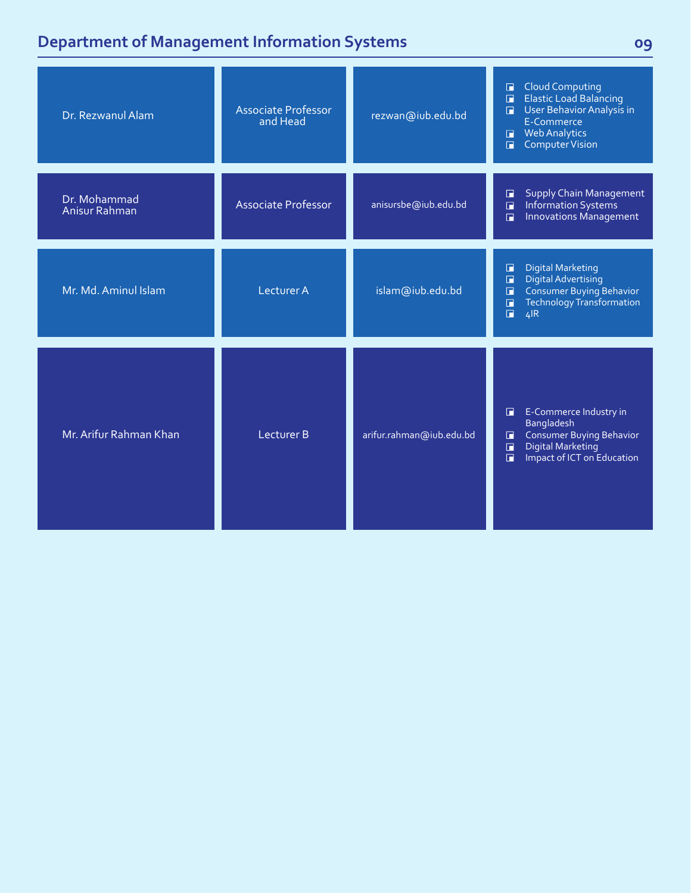## Department of Management Information Systems

| | | | |
|---|---|---|---|
| Dr. Rezwanul Alam | Associate Professor and Head | rezwan@iub.edu.bd | Cloud Computing<br>Elastic Load Balancing<br>User Behavior Analysis in E-Commerce<br>Web Analytics<br>Computer Vision |
| Dr. Mohammad Anisur Rahman | Associate Professor | anisursbe@iub.edu.bd | Supply Chain Management<br>Information Systems<br>Innovations Management |
| Mr. Md. Aminul Islam | Lecturer A | islam@iub.edu.bd | Digital Marketing<br>Digital Advertising<br>Consumer Buying Behavior<br>Technology Transformation<br>4IR |
| Mr. Arifur Rahman Khan | Lecturer B | arifur.rahman@iub.edu.bd | E-Commerce Industry in Bangladesh<br>Consumer Buying Behavior<br>Digital Marketing<br>Impact of ICT on Education |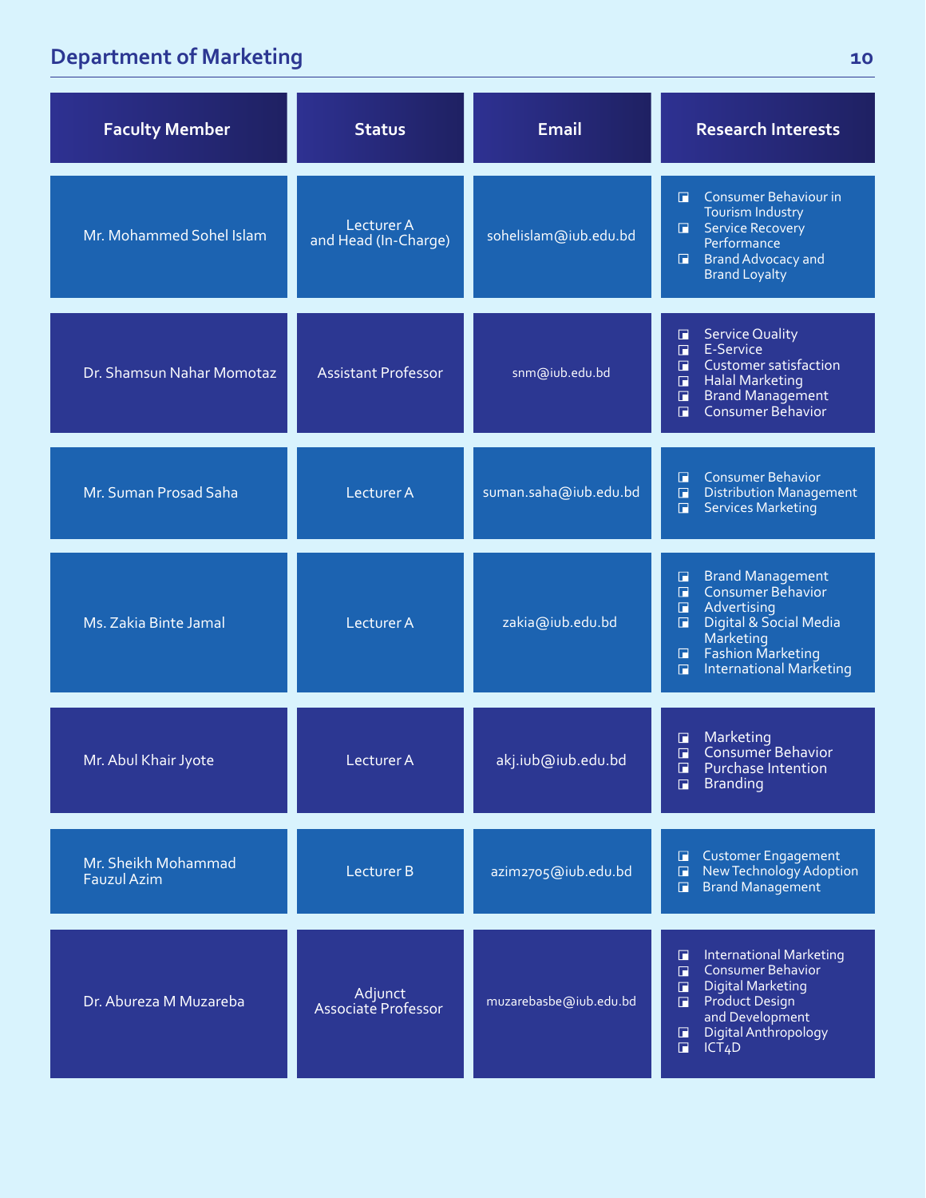## Department of Marketing

| Faculty Member | Status | Email | Research Interests |
|---|---|---|---|
| Mr. Mohammed Sohel Islam | Lecturer A and Head (In-Charge) | sohelislam@iub.edu.bd | Consumer Behaviour in Tourism Industry<br>Service Recovery Performance<br>Brand Advocacy and Brand Loyalty |
| Dr. Shamsun Nahar Momotaz | Assistant Professor | snm@iub.edu.bd | Service Quality<br>E-Service<br>Customer satisfaction<br>Halal Marketing<br>Brand Management<br>Consumer Behavior |
| Mr. Suman Prosad Saha | Lecturer A | suman.saha@iub.edu.bd | Consumer Behavior<br>Distribution Management<br>Services Marketing |
| Ms. Zakia Binte Jamal | Lecturer A | zakia@iub.edu.bd | Brand Management<br>Consumer Behavior<br>Advertising<br>Digital & Social Media Marketing<br>Fashion Marketing<br>International Marketing |
| Mr. Abul Khair Jyote | Lecturer A | akj.iub@iub.edu.bd | Marketing<br>Consumer Behavior<br>Purchase Intention<br>Branding |
| Mr. Sheikh Mohammad Fauzul Azim | Lecturer B | azim2705@iub.edu.bd | Customer Engagement<br>New Technology Adoption<br>Brand Management |
| Dr. Abureza M Muzareba | Adjunct Associate Professor | muzarebasbe@iub.edu.bd | International Marketing<br>Consumer Behavior<br>Digital Marketing<br>Product Design and Development<br>Digital Anthropology<br>ICT4D |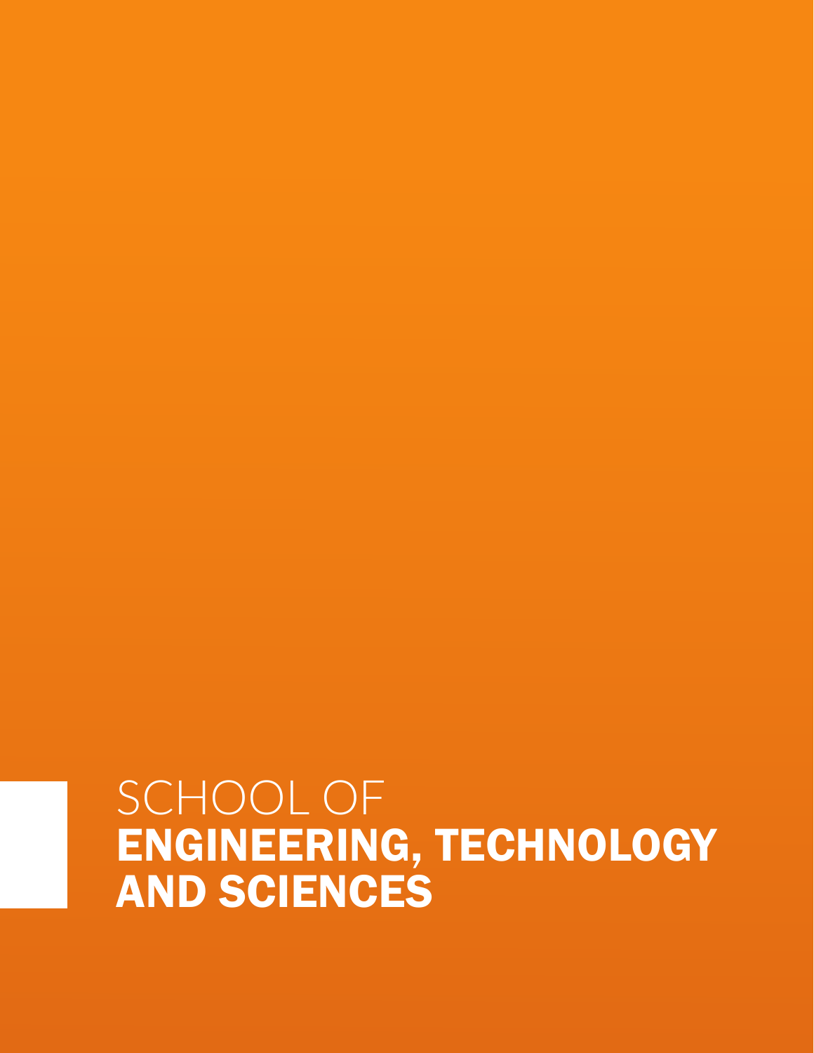# SCHOOL OF ENGINEERING, TECHNOLOGY AND SCIENCES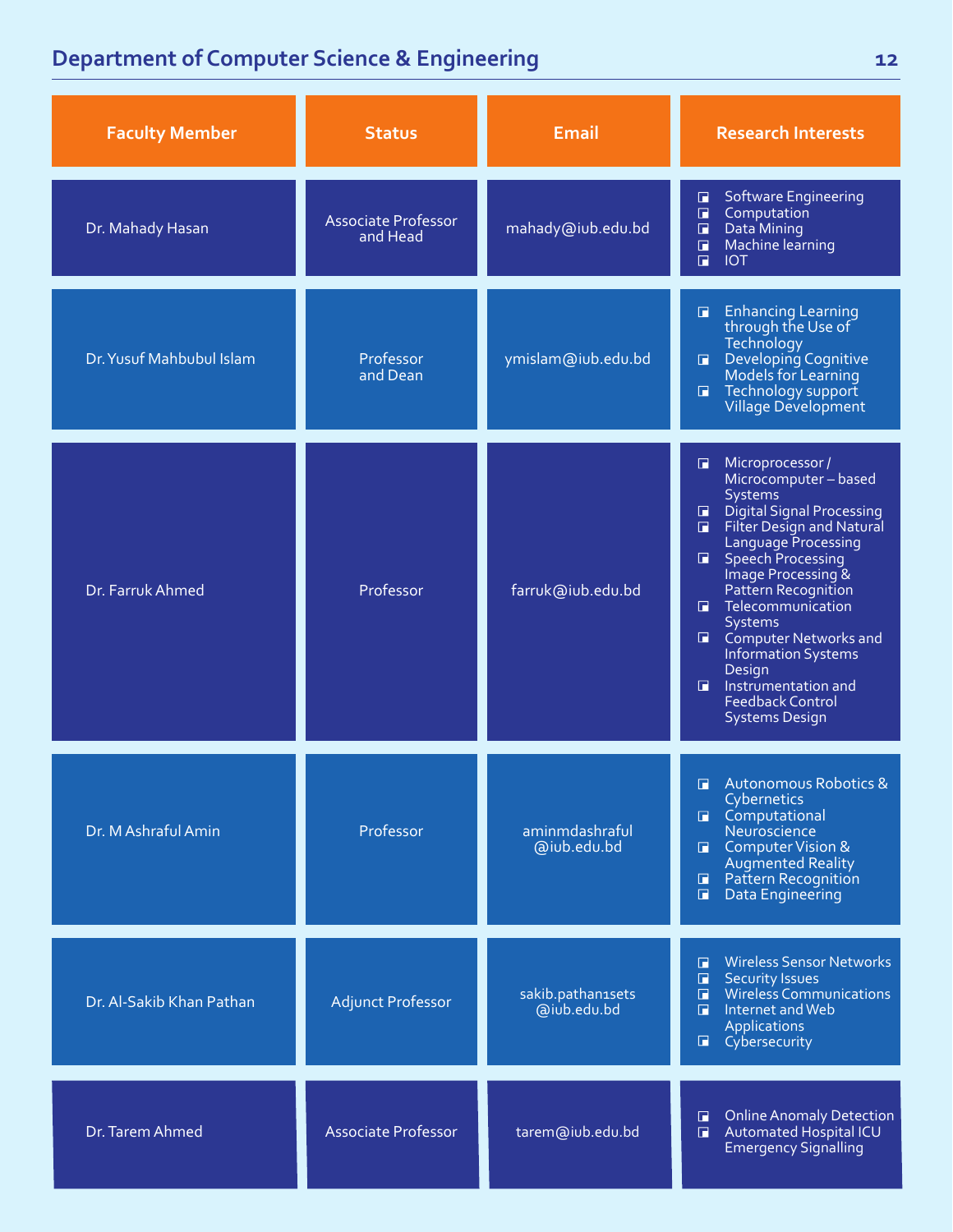| Faculty Member | Status | Email | Research Interests |
|---|---|---|---|
| Dr. Mahady Hasan | Associate Professor and Head | mahady@iub.edu.bd | Software Engineering<br>Computation<br>Data Mining<br>Machine learning<br>IOT |
| Dr. Yusuf Mahbubul Islam | Professor and Dean | ymislam@iub.edu.bd | Enhancing Learning through the Use of Technology<br>Developing Cognitive Models for Learning<br>Technology support Village Development |
| Dr. Farruk Ahmed | Professor | farruk@iub.edu.bd | Microprocessor / Microcomputer – based Systems<br>Digital Signal Processing<br>Filter Design and Natural Language Processing<br>Speech Processing Image Processing & Pattern Recognition<br>Telecommunication Systems<br>Computer Networks and Information Systems Design<br>Instrumentation and Feedback Control Systems Design |
| Dr. M Ashraful Amin | Professor | aminmdashraful@iub.edu.bd | Autonomous Robotics & Cybernetics<br>Computational Neuroscience<br>Computer Vision & Augmented Reality<br>Pattern Recognition<br>Data Engineering |
| Dr. Al-Sakib Khan Pathan | Adjunct Professor | sakib.pathan1sets@iub.edu.bd | Wireless Sensor Networks<br>Security Issues<br>Wireless Communications<br>Internet and Web Applications<br>Cybersecurity |
| Dr. Tarem Ahmed | Associate Professor | tarem@iub.edu.bd | Online Anomaly Detection<br>Automated Hospital ICU Emergency Signalling |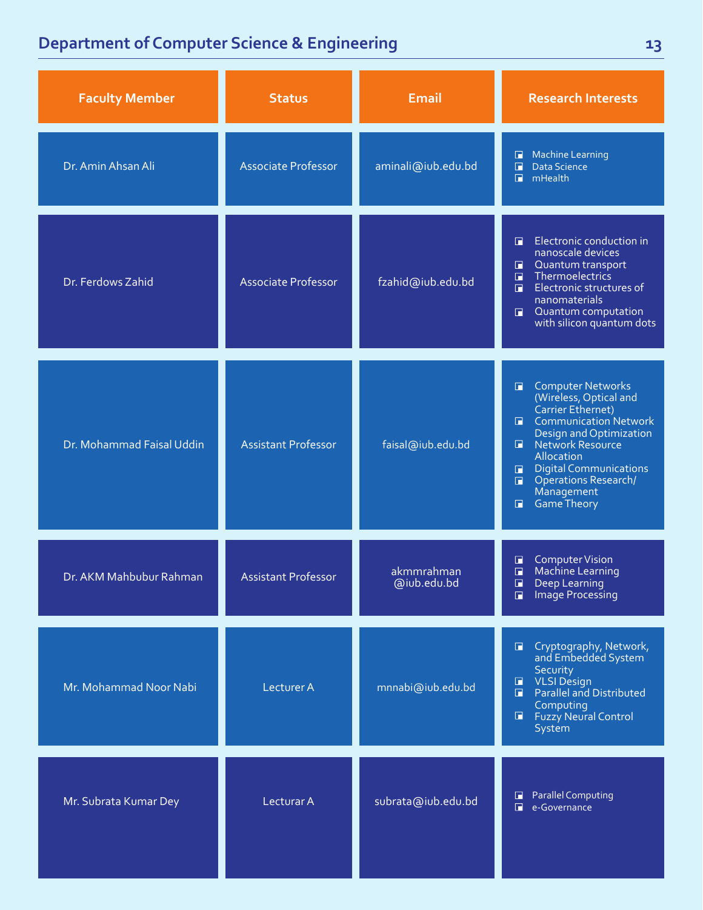| Faculty Member | Status | Email | Research Interests |
| --- | --- | --- | --- |
| Dr. Amin Ahsan Ali | Associate Professor | aminali@iub.edu.bd | Machine Learning; Data Science; mHealth |
| Dr. Ferdows Zahid | Associate Professor | fzahid@iub.edu.bd | Electronic conduction in nanoscale devices; Quantum transport; Thermoelectrics; Electronic structures of nanomaterials; Quantum computation with silicon quantum dots |
| Dr. Mohammad Faisal Uddin | Assistant Professor | faisal@iub.edu.bd | Computer Networks (Wireless, Optical and Carrier Ethernet); Communication Network Design and Optimization; Network Resource Allocation; Digital Communications; Operations Research/ Management; Game Theory |
| Dr. AKM Mahbubur Rahman | Assistant Professor | akmmrahman@iub.edu.bd | Computer Vision; Machine Learning; Deep Learning; Image Processing |
| Mr. Mohammad Noor Nabi | Lecturer A | mnnabi@iub.edu.bd | Cryptography, Network, and Embedded System Security; VLSI Design; Parallel and Distributed Computing; Fuzzy Neural Control System |
| Mr. Subrata Kumar Dey | Lecturar A | subrata@iub.edu.bd | Parallel Computing; e-Governance |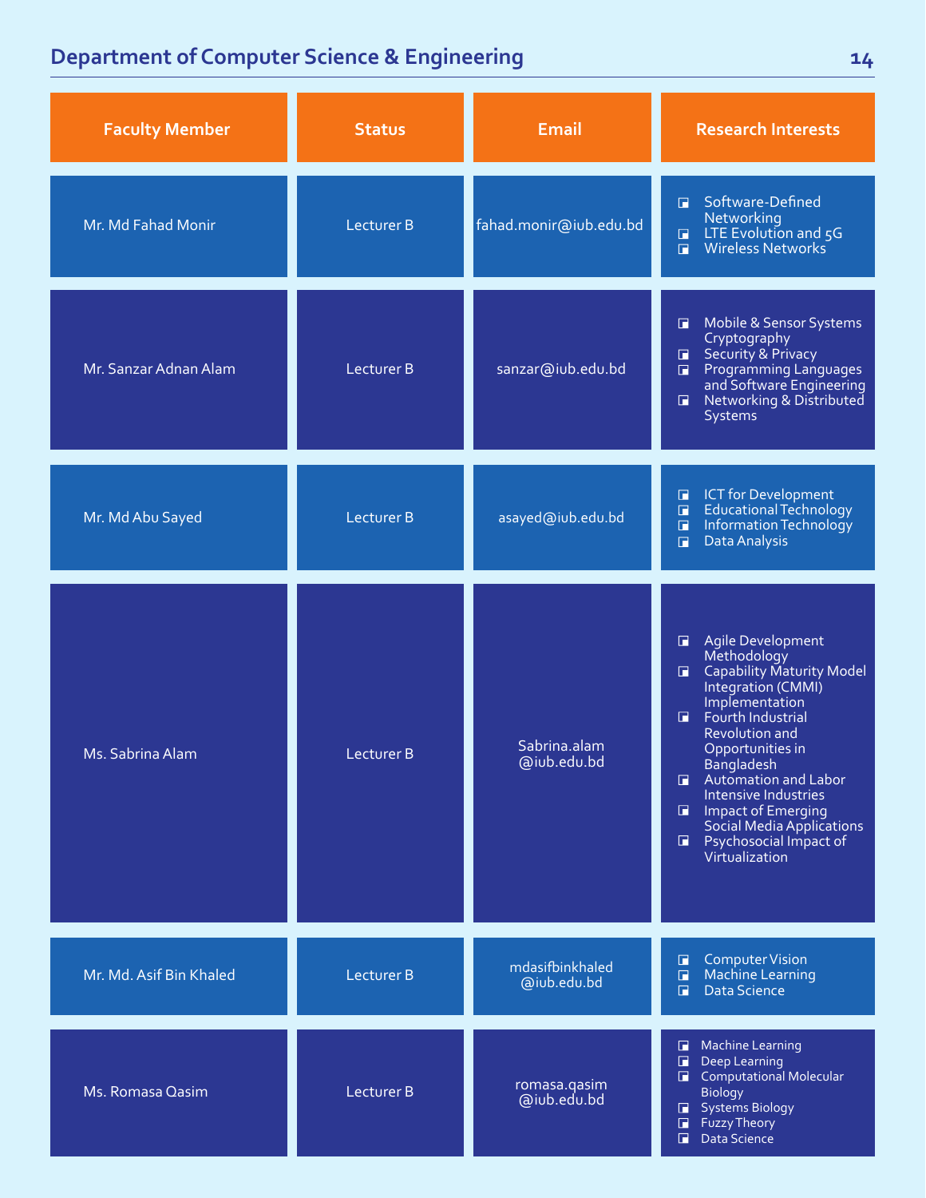## Department of Computer Science & Engineering

| Faculty Member | Status | Email | Research Interests |
|---|---|---|---|
| Mr. Md Fahad Monir | Lecturer B | fahad.monir@iub.edu.bd | Software-Defined Networking; LTE Evolution and 5G; Wireless Networks |
| Mr. Sanzar Adnan Alam | Lecturer B | sanzar@iub.edu.bd | Mobile & Sensor Systems Cryptography; Security & Privacy; Programming Languages and Software Engineering; Networking & Distributed Systems |
| Mr. Md Abu Sayed | Lecturer B | asayed@iub.edu.bd | ICT for Development; Educational Technology; Information Technology; Data Analysis |
| Ms. Sabrina Alam | Lecturer B | Sabrina.alam@iub.edu.bd | Agile Development Methodology; Capability Maturity Model Integration (CMMI) Implementation; Fourth Industrial Revolution and Opportunities in Bangladesh; Automation and Labor Intensive Industries; Impact of Emerging Social Media Applications; Psychosocial Impact of Virtualization |
| Mr. Md. Asif Bin Khaled | Lecturer B | mdasifbinkhaled@iub.edu.bd | Computer Vision; Machine Learning; Data Science |
| Ms. Romasa Qasim | Lecturer B | romasa.qasim@iub.edu.bd | Machine Learning; Deep Learning; Computational Molecular Biology; Systems Biology; Fuzzy Theory; Data Science |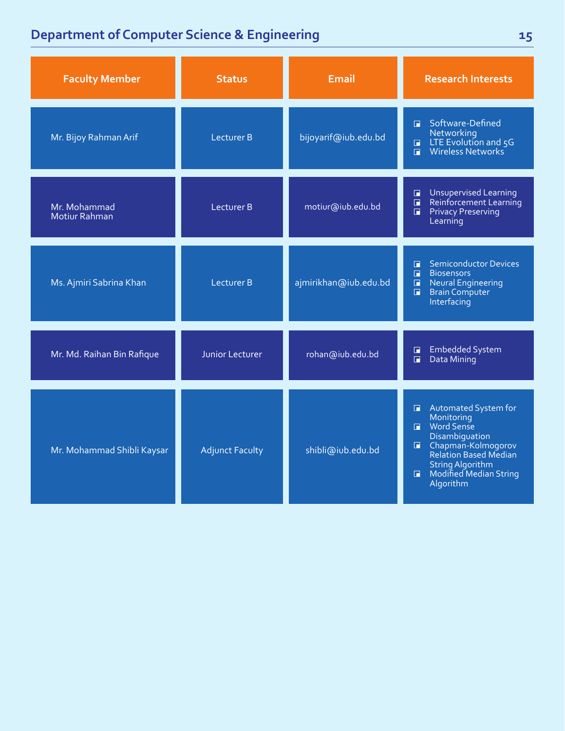| Faculty Member | Status | Email | Research Interests |
|---|---|---|---|
| Mr. Bijoy Rahman Arif | Lecturer B | bijoyarif@iub.edu.bd | Software-Defined Networking; LTE Evolution and 5G; Wireless Networks |
| Mr. Mohammad Motiur Rahman | Lecturer B | motiur@iub.edu.bd | Unsupervised Learning; Reinforcement Learning; Privacy Preserving Learning |
| Ms. Ajmiri Sabrina Khan | Lecturer B | ajmirikhan@iub.edu.bd | Semiconductor Devices; Biosensors; Neural Engineering; Brain Computer Interfacing |
| Mr. Md. Raihan Bin Rafique | Junior Lecturer | rohan@iub.edu.bd | Embedded System; Data Mining |
| Mr. Mohammad Shibli Kaysar | Adjunct Faculty | shibli@iub.edu.bd | Automated System for Monitoring; Word Sense Disambiguation; Chapman-Kolmogorov Relation Based Median String Algorithm; Modified Median String Algorithm |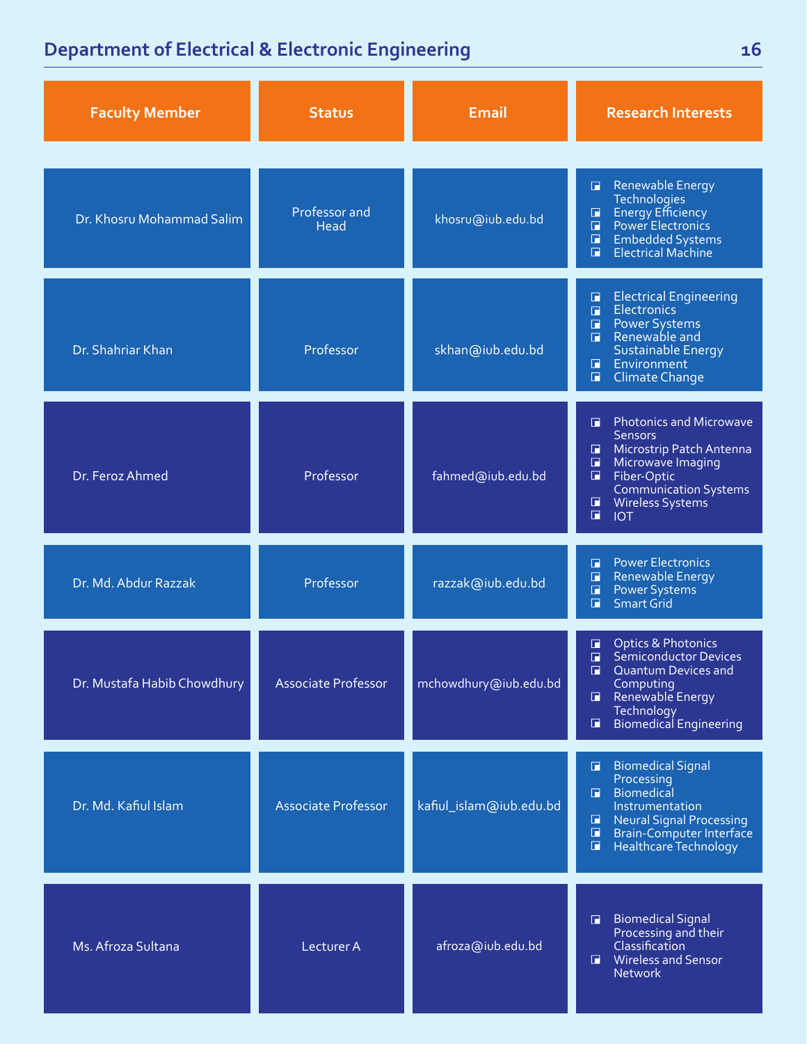## Department of Electrical & Electronic Engineering

| Faculty Member | Status | Email | Research Interests |
|---|---|---|---|
| Dr. Khosru Mohammad Salim | Professor and Head | khosru@iub.edu.bd | Renewable Energy Technologies; Energy Efficiency; Power Electronics; Embedded Systems; Electrical Machine |
| Dr. Shahriar Khan | Professor | skhan@iub.edu.bd | Electrical Engineering; Electronics; Power Systems; Renewable and Sustainable Energy; Environment; Climate Change |
| Dr. Feroz Ahmed | Professor | fahmed@iub.edu.bd | Photonics and Microwave Sensors; Microstrip Patch Antenna; Microwave Imaging; Fiber-Optic Communication Systems; Wireless Systems; IOT |
| Dr. Md. Abdur Razzak | Professor | razzak@iub.edu.bd | Power Electronics; Renewable Energy; Power Systems; Smart Grid |
| Dr. Mustafa Habib Chowdhury | Associate Professor | mchowdhury@iub.edu.bd | Optics & Photonics; Semiconductor Devices; Quantum Devices and Computing; Renewable Energy Technology; Biomedical Engineering |
| Dr. Md. Kafiul Islam | Associate Professor | kafiul_islam@iub.edu.bd | Biomedical Signal Processing; Biomedical Instrumentation; Neural Signal Processing; Brain-Computer Interface; Healthcare Technology |
| Ms. Afroza Sultana | Lecturer A | afroza@iub.edu.bd | Biomedical Signal Processing and their Classification; Wireless and Sensor Network |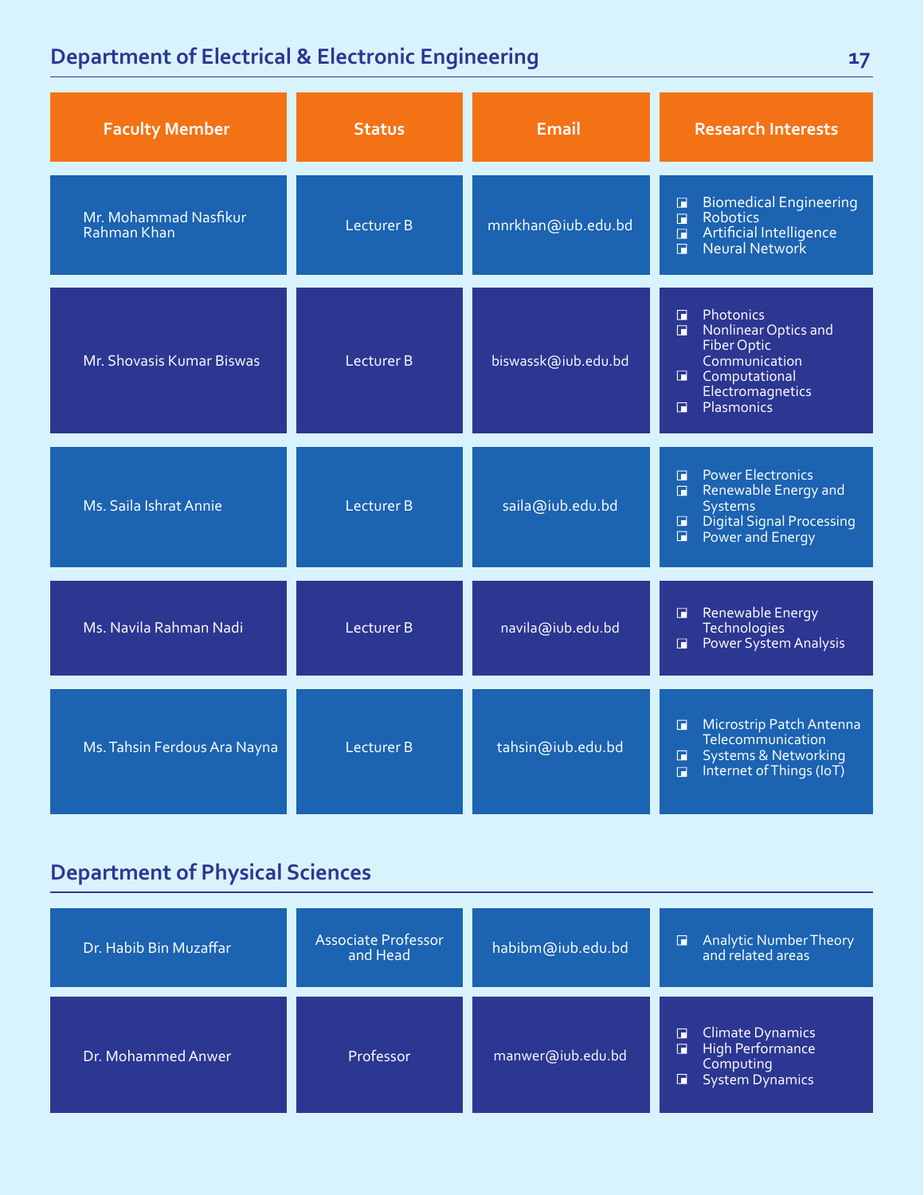## Department of Electrical & Electronic Engineering

| Faculty Member | Status | Email | Research Interests |
|---|---|---|---|
| Mr. Mohammad Nasfikur Rahman Khan | Lecturer B | mnrkhan@iub.edu.bd | Biomedical Engineering<br>Robotics<br>Artificial Intelligence<br>Neural Network |
| Mr. Shovasis Kumar Biswas | Lecturer B | biswassk@iub.edu.bd | Photonics<br>Nonlinear Optics and Fiber Optic Communication<br>Computational Electromagnetics<br>Plasmonics |
| Ms. Saila Ishrat Annie | Lecturer B | saila@iub.edu.bd | Power Electronics<br>Renewable Energy and Systems<br>Digital Signal Processing<br>Power and Energy |
| Ms. Navila Rahman Nadi | Lecturer B | navila@iub.edu.bd | Renewable Energy Technologies<br>Power System Analysis |
| Ms. Tahsin Ferdous Ara Nayna | Lecturer B | tahsin@iub.edu.bd | Microstrip Patch Antenna Telecommunication<br>Systems & Networking<br>Internet of Things (IoT) |

## Department of Physical Sciences

| Faculty Member | Status | Email | Research Interests |
|---|---|---|---|
| Dr. Habib Bin Muzaffar | Associate Professor and Head | habibm@iub.edu.bd | Analytic Number Theory and related areas |
| Dr. Mohammed Anwer | Professor | manwer@iub.edu.bd | Climate Dynamics<br>High Performance Computing<br>System Dynamics |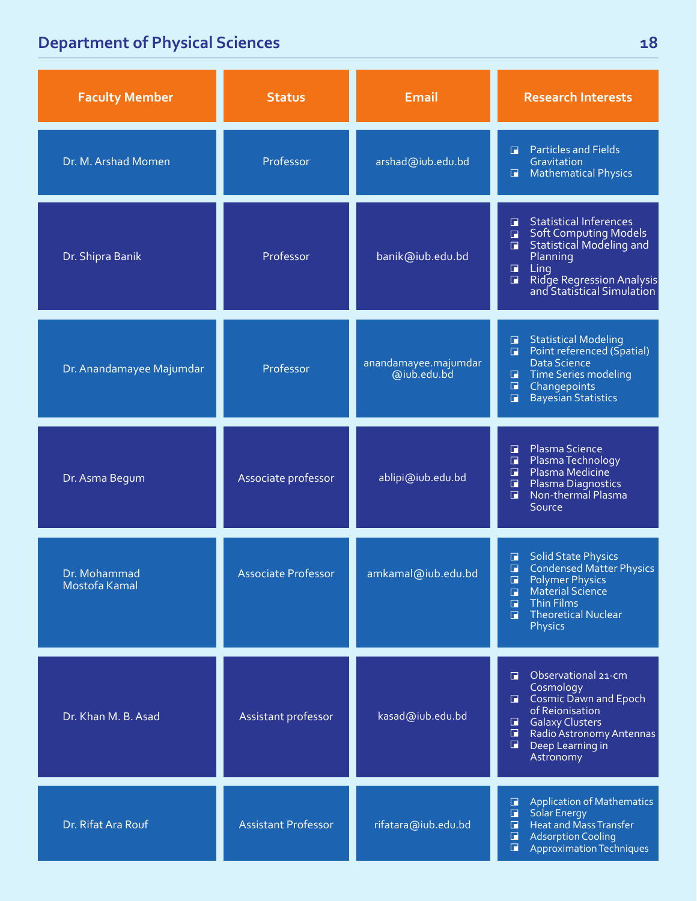## Department of Physical Sciences

| Faculty Member | Status | Email | Research Interests |
|---|---|---|---|
| Dr. M. Arshad Momen | Professor | arshad@iub.edu.bd | • Particles and Fields Gravitation<br>• Mathematical Physics |
| Dr. Shipra Banik | Professor | banik@iub.edu.bd | • Statistical Inferences<br>• Soft Computing Models<br>• Statistical Modeling and Planning<br>• Ling<br>• Ridge Regression Analysis and Statistical Simulation |
| Dr. Anandamayee Majumdar | Professor | anandamayee.majumdar@iub.edu.bd | • Statistical Modeling<br>• Point referenced (Spatial) Data Science<br>• Time Series modeling<br>• Changepoints<br>• Bayesian Statistics |
| Dr. Asma Begum | Associate professor | ablipi@iub.edu.bd | • Plasma Science<br>• Plasma Technology<br>• Plasma Medicine<br>• Plasma Diagnostics<br>• Non-thermal Plasma Source |
| Dr. Mohammad Mostofa Kamal | Associate Professor | amkamal@iub.edu.bd | • Solid State Physics<br>• Condensed Matter Physics<br>• Polymer Physics<br>• Material Science<br>• Thin Films<br>• Theoretical Nuclear Physics |
| Dr. Khan M. B. Asad | Assistant professor | kasad@iub.edu.bd | • Observational 21-cm Cosmology<br>• Cosmic Dawn and Epoch of Reionisation<br>• Galaxy Clusters<br>• Radio Astronomy Antennas<br>• Deep Learning in Astronomy |
| Dr. Rifat Ara Rouf | Assistant Professor | rifatara@iub.edu.bd | • Application of Mathematics<br>• Solar Energy<br>• Heat and Mass Transfer<br>• Adsorption Cooling<br>• Approximation Techniques |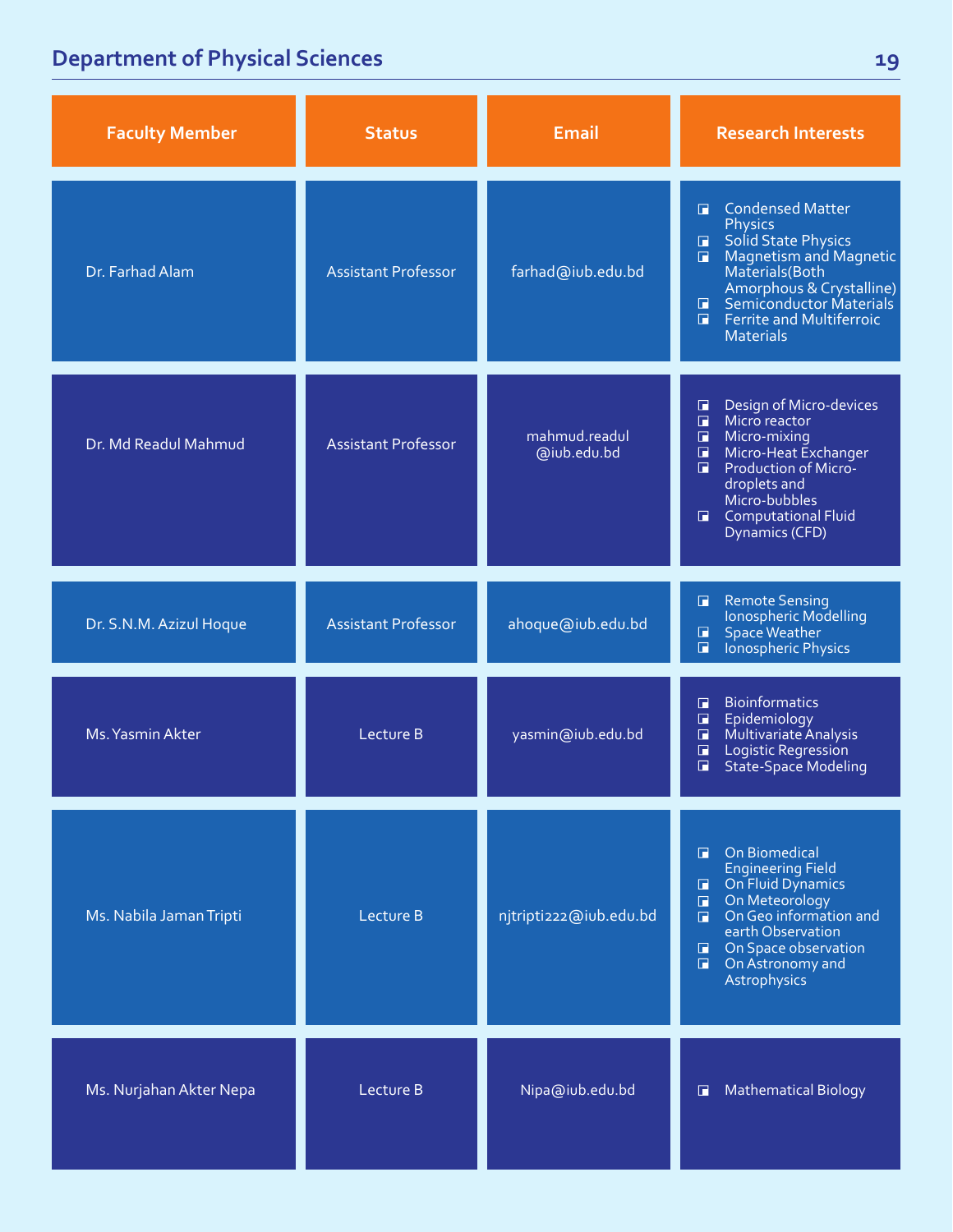## Department of Physical Sciences

| Faculty Member | Status | Email | Research Interests |
|---|---|---|---|
| Dr. Farhad Alam | Assistant Professor | farhad@iub.edu.bd | Condensed Matter Physics<br>Solid State Physics<br>Magnetism and Magnetic Materials(Both Amorphous & Crystalline)<br>Semiconductor Materials<br>Ferrite and Multiferroic Materials |
| Dr. Md Readul Mahmud | Assistant Professor | mahmud.readul@iub.edu.bd | Design of Micro-devices<br>Micro reactor<br>Micro-mixing<br>Micro-Heat Exchanger<br>Production of Micro-droplets and Micro-bubbles<br>Computational Fluid Dynamics (CFD) |
| Dr. S.N.M. Azizul Hoque | Assistant Professor | ahoque@iub.edu.bd | Remote Sensing Ionospheric Modelling<br>Space Weather<br>Ionospheric Physics |
| Ms. Yasmin Akter | Lecture B | yasmin@iub.edu.bd | Bioinformatics<br>Epidemiology<br>Multivariate Analysis<br>Logistic Regression<br>State-Space Modeling |
| Ms. Nabila Jaman Tripti | Lecture B | njtripti222@iub.edu.bd | On Biomedical Engineering Field<br>On Fluid Dynamics<br>On Meteorology<br>On Geo information and earth Observation<br>On Space observation<br>On Astronomy and Astrophysics |
| Ms. Nurjahan Akter Nepa | Lecture B | Nipa@iub.edu.bd | Mathematical Biology |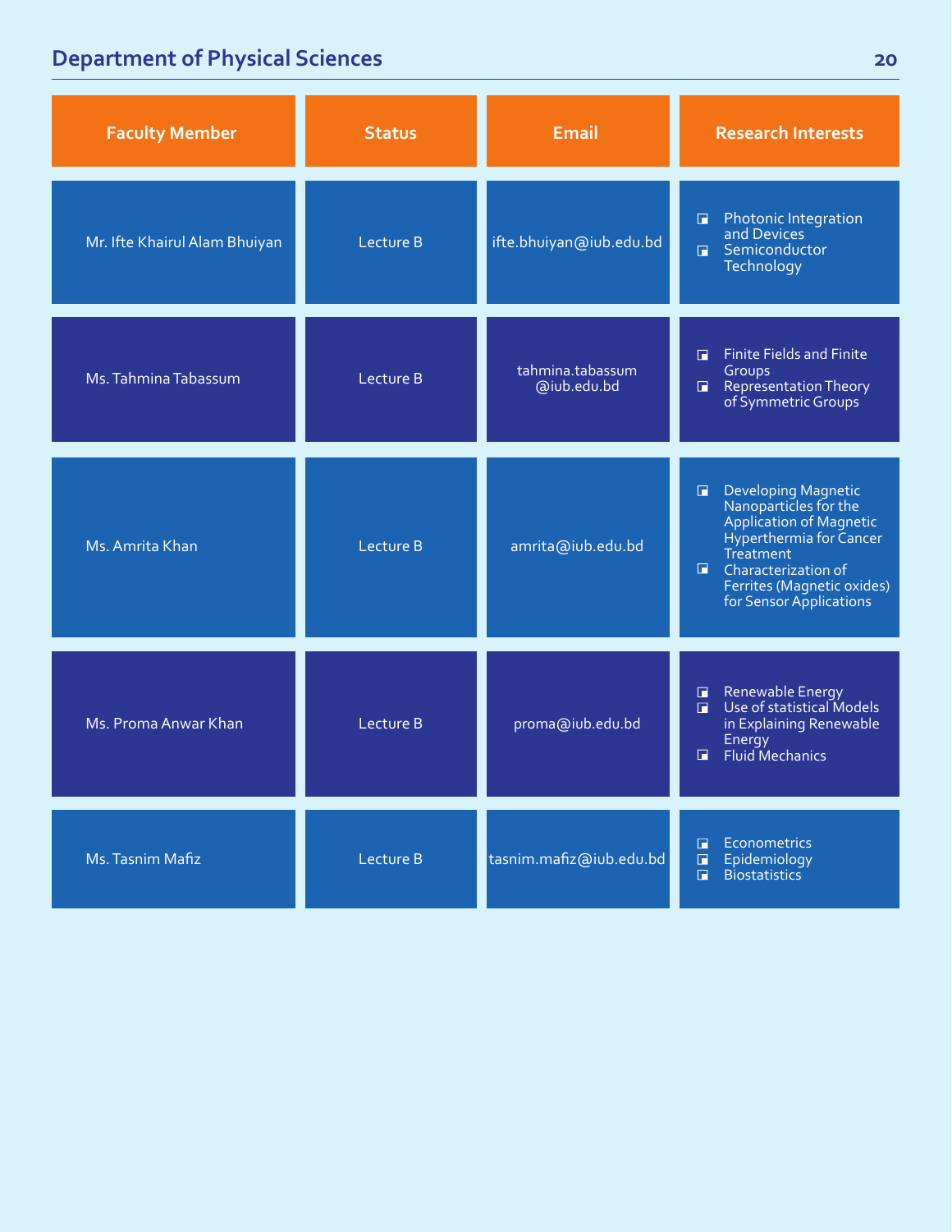## Department of Physical Sciences

| Faculty Member | Status | Email | Research Interests |
|---|---|---|---|
| Mr. Ifte Khairul Alam Bhuiyan | Lecture B | ifte.bhuiyan@iub.edu.bd | • Photonic Integration and Devices<br>• Semiconductor Technology |
| Ms. Tahmina Tabassum | Lecture B | tahmina.tabassum@iub.edu.bd | • Finite Fields and Finite Groups<br>• Representation Theory of Symmetric Groups |
| Ms. Amrita Khan | Lecture B | amrita@iub.edu.bd | • Developing Magnetic Nanoparticles for the Application of Magnetic Hyperthermia for Cancer Treatment<br>• Characterization of Ferrites (Magnetic oxides) for Sensor Applications |
| Ms. Proma Anwar Khan | Lecture B | proma@iub.edu.bd | • Renewable Energy<br>• Use of statistical Models in Explaining Renewable Energy<br>• Fluid Mechanics |
| Ms. Tasnim Mafiz | Lecture B | tasnim.mafiz@iub.edu.bd | • Econometrics<br>• Epidemiology<br>• Biostatistics |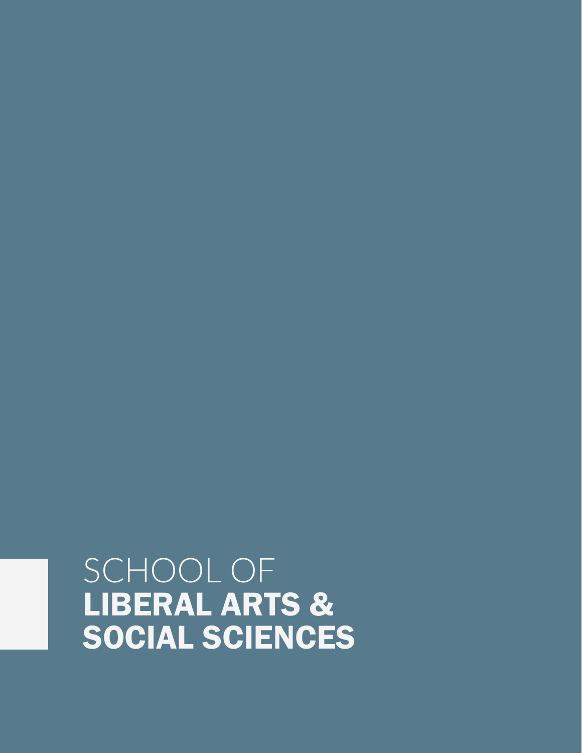# SCHOOL OF **LIBERAL ARTS & SOCIAL SCIENCES**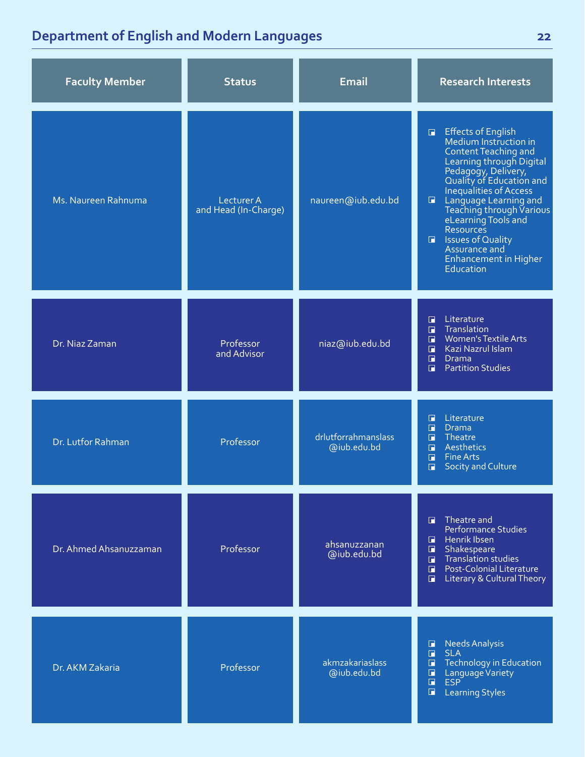## Department of English and Modern Languages

| Faculty Member | Status | Email | Research Interests |
|---|---|---|---|
| Ms. Naureen Rahnuma | Lecturer A and Head (In-Charge) | naureen@iub.edu.bd | Effects of English Medium Instruction in Content Teaching and Learning through Digital Pedagogy, Delivery, Quality of Education and Inequalities of Access; Language Learning and Teaching through Various eLearning Tools and Resources; Issues of Quality Assurance and Enhancement in Higher Education |
| Dr. Niaz Zaman | Professor and Advisor | niaz@iub.edu.bd | Literature; Translation; Women's Textile Arts; Kazi Nazrul Islam; Drama; Partition Studies |
| Dr. Lutfor Rahman | Professor | drlutforrahmanslass@iub.edu.bd | Literature; Drama; Theatre; Aesthetics; Fine Arts; Socity and Culture |
| Dr. Ahmed Ahsanuzzaman | Professor | ahsanuzzanan@iub.edu.bd | Theatre and Performance Studies; Henrik Ibsen; Shakespeare; Translation studies; Post-Colonial Literature; Literary & Cultural Theory |
| Dr. AKM Zakaria | Professor | akmzakariaslass@iub.edu.bd | Needs Analysis; SLA; Technology in Education; Language Variety; ESP; Learning Styles |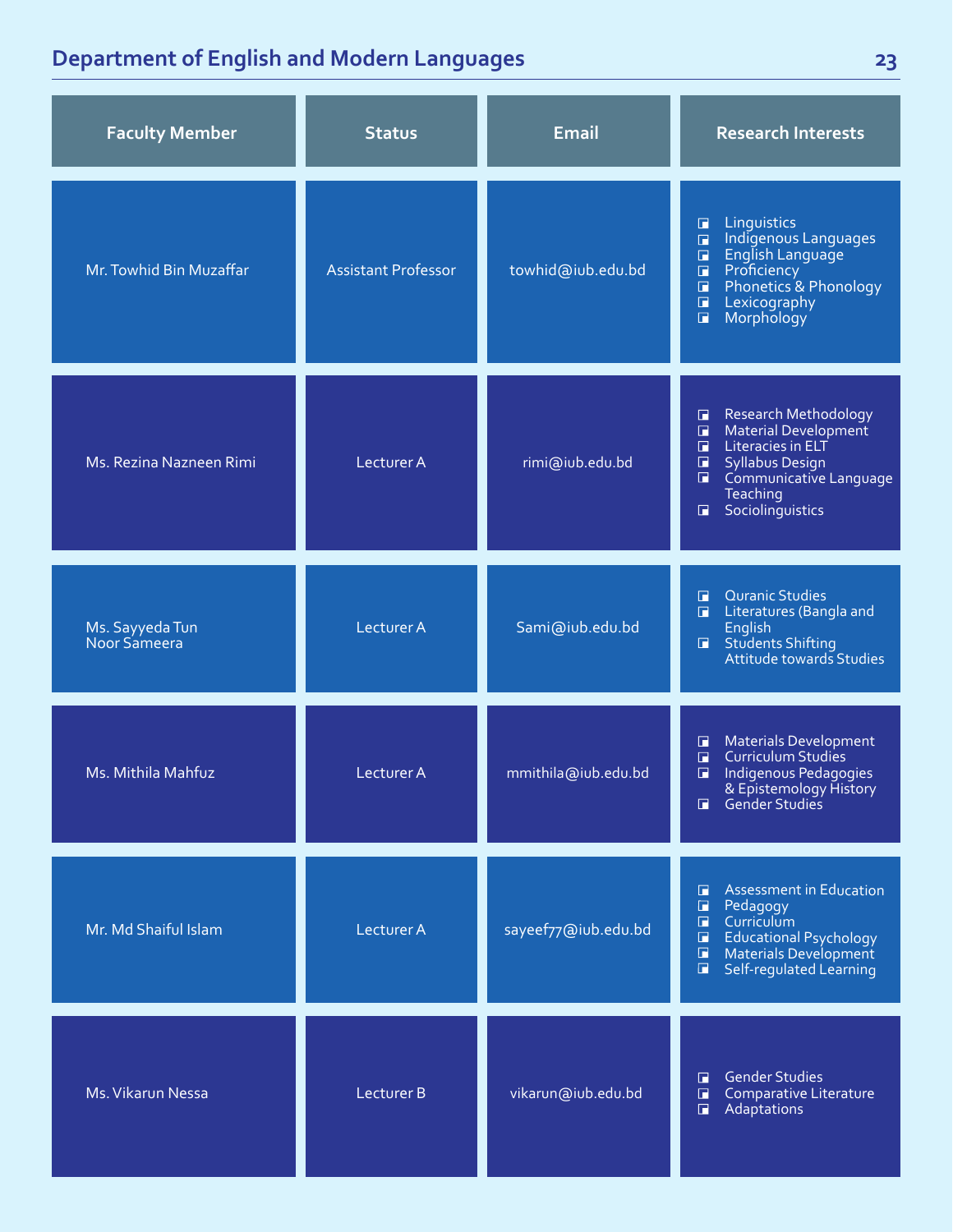## Department of English and Modern Languages

| Faculty Member | Status | Email | Research Interests |
|---|---|---|---|
| Mr. Towhid Bin Muzaffar | Assistant Professor | towhid@iub.edu.bd | Linguistics<br>Indigenous Languages<br>English Language<br>Proficiency<br>Phonetics & Phonology<br>Lexicography<br>Morphology |
| Ms. Rezina Nazneen Rimi | Lecturer A | rimi@iub.edu.bd | Research Methodology<br>Material Development<br>Literacies in ELT<br>Syllabus Design<br>Communicative Language Teaching<br>Sociolinguistics |
| Ms. Sayyeda Tun Noor Sameera | Lecturer A | Sami@iub.edu.bd | Quranic Studies<br>Literatures (Bangla and English<br>Students Shifting Attitude towards Studies |
| Ms. Mithila Mahfuz | Lecturer A | mmithila@iub.edu.bd | Materials Development<br>Curriculum Studies<br>Indigenous Pedagogies & Epistemology History<br>Gender Studies |
| Mr. Md Shaiful Islam | Lecturer A | sayeef77@iub.edu.bd | Assessment in Education<br>Pedagogy<br>Curriculum<br>Educational Psychology<br>Materials Development<br>Self-regulated Learning |
| Ms. Vikarun Nessa | Lecturer B | vikarun@iub.edu.bd | Gender Studies<br>Comparative Literature<br>Adaptations |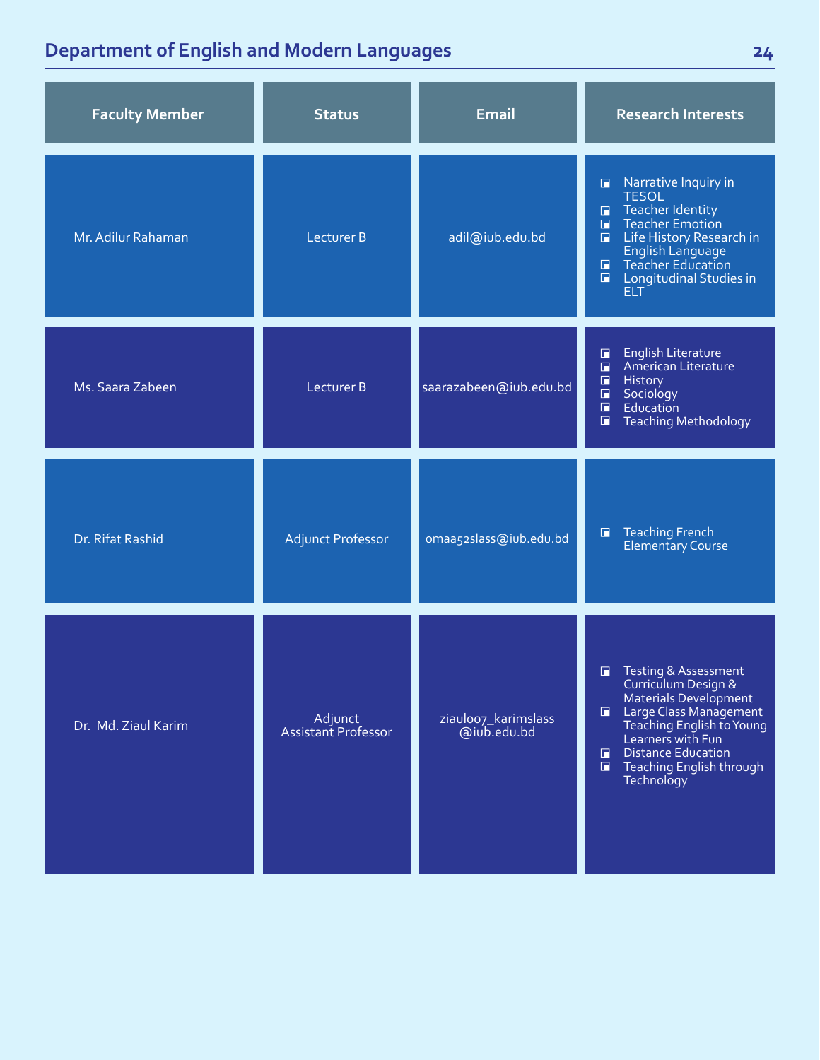## Department of English and Modern Languages

| Faculty Member | Status | Email | Research Interests |
|---|---|---|---|
| Mr. Adilur Rahaman | Lecturer B | adil@iub.edu.bd | Narrative Inquiry in TESOL<br>Teacher Identity<br>Teacher Emotion<br>Life History Research in English Language<br>Teacher Education<br>Longitudinal Studies in ELT |
| Ms. Saara Zabeen | Lecturer B | saarazabeen@iub.edu.bd | English Literature<br>American Literature<br>History<br>Sociology<br>Education<br>Teaching Methodology |
| Dr. Rifat Rashid | Adjunct Professor | omaa52slass@iub.edu.bd | Teaching French Elementary Course |
| Dr. Md. Ziaul Karim | Adjunct Assistant Professor | ziaul007_karimslass@iub.edu.bd | Testing & Assessment Curriculum Design & Materials Development<br>Large Class Management Teaching English to Young Learners with Fun<br>Distance Education<br>Teaching English through Technology |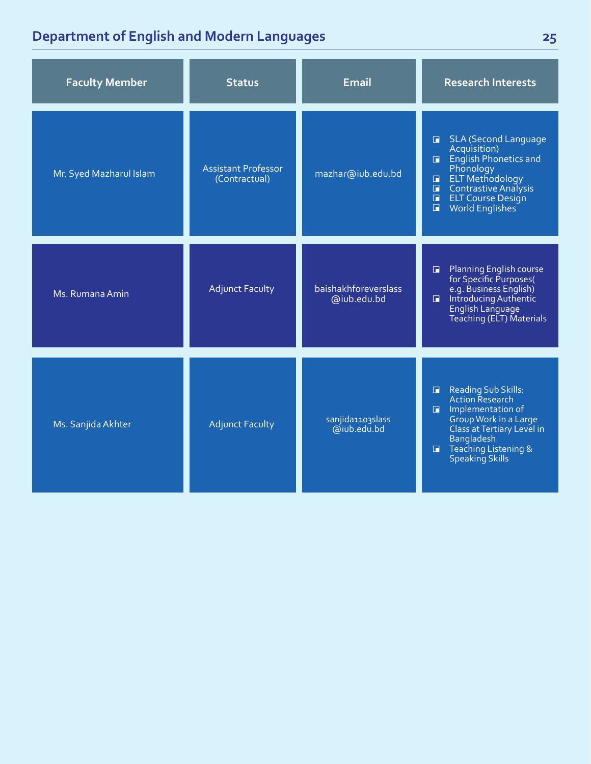| Faculty Member | Status | Email | Research Interests |
|---|---|---|---|
| Mr. Syed Mazharul Islam | Assistant Professor (Contractual) | mazhar@iub.edu.bd | SLA (Second Language Acquisition); English Phonetics and Phonology; ELT Methodology; Contrastive Analysis; ELT Course Design; World Englishes |
| Ms. Rumana Amin | Adjunct Faculty | baishakhforeverslass@iub.edu.bd | Planning English course for Specific Purposes( e.g. Business English); Introducing Authentic English Language Teaching (ELT) Materials |
| Ms. Sanjida Akhter | Adjunct Faculty | sanjida1103slass@iub.edu.bd | Reading Sub Skills: Action Research; Implementation of Group Work in a Large Class at Tertiary Level in Bangladesh; Teaching Listening & Speaking Skills |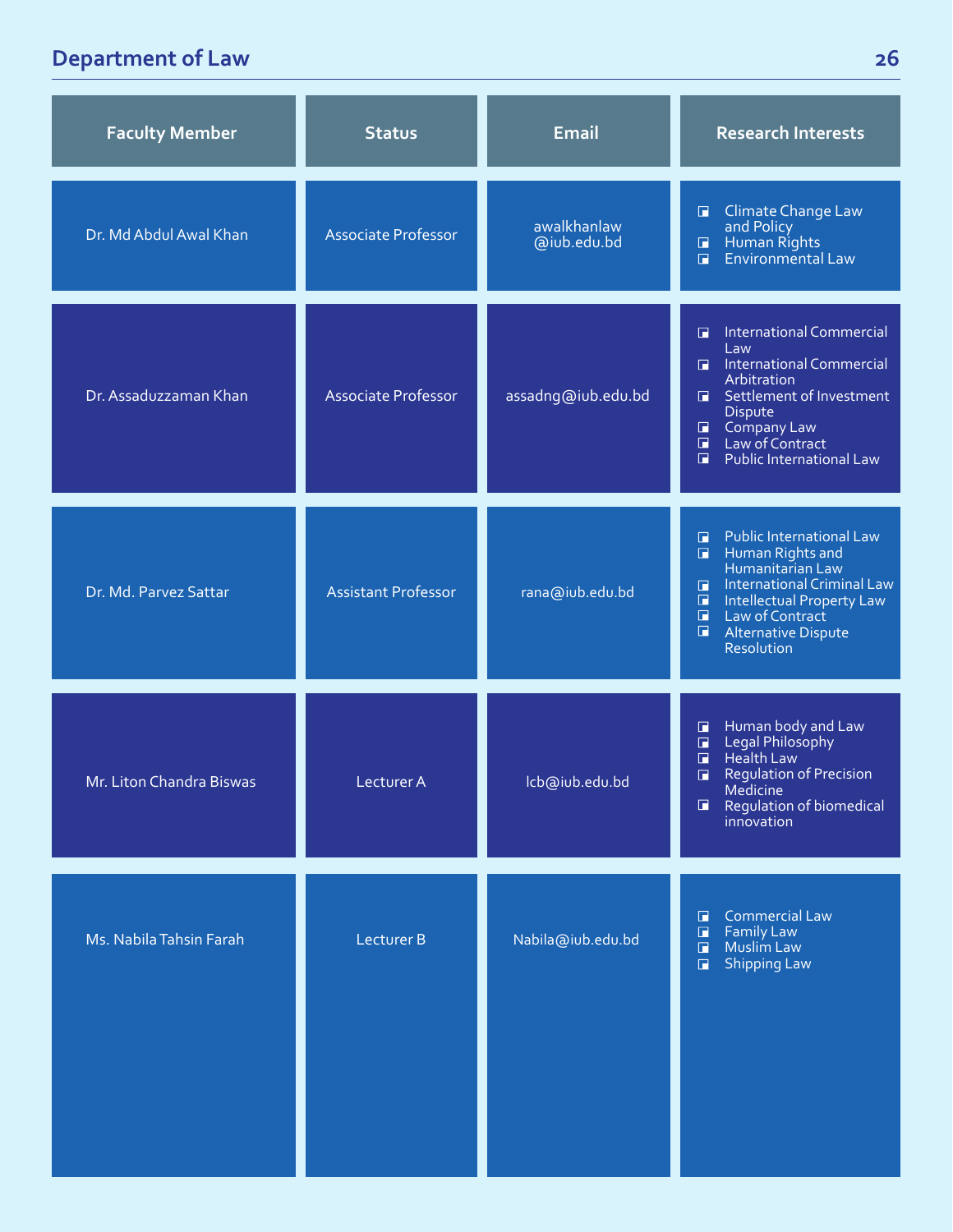## Department of Law

| Faculty Member | Status | Email | Research Interests |
|---|---|---|---|
| Dr. Md Abdul Awal Khan | Associate Professor | awalkhanlaw@iub.edu.bd | Climate Change Law and Policy; Human Rights; Environmental Law |
| Dr. Assaduzzaman Khan | Associate Professor | assadng@iub.edu.bd | International Commercial Law; International Commercial Arbitration; Settlement of Investment Dispute; Company Law; Law of Contract; Public International Law |
| Dr. Md. Parvez Sattar | Assistant Professor | rana@iub.edu.bd | Public International Law; Human Rights and Humanitarian Law; International Criminal Law; Intellectual Property Law; Law of Contract; Alternative Dispute Resolution |
| Mr. Liton Chandra Biswas | Lecturer A | lcb@iub.edu.bd | Human body and Law; Legal Philosophy; Health Law; Regulation of Precision Medicine; Regulation of biomedical innovation |
| Ms. Nabila Tahsin Farah | Lecturer B | Nabila@iub.edu.bd | Commercial Law; Family Law; Muslim Law; Shipping Law |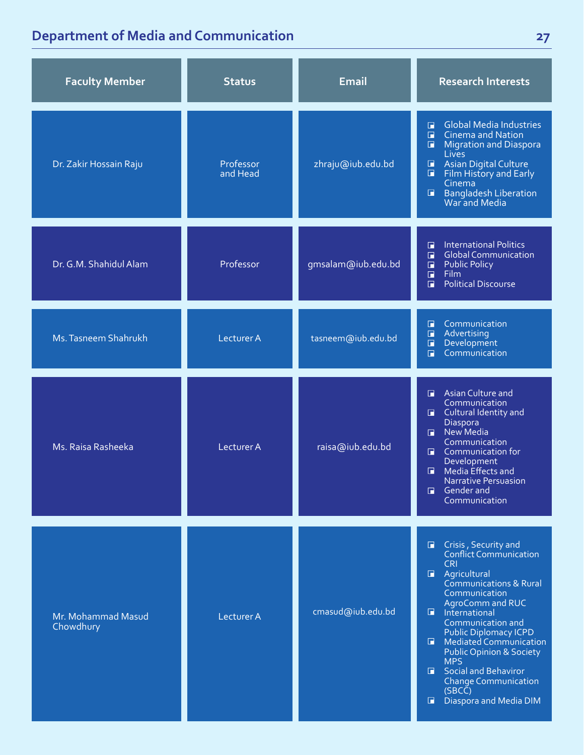## Department of Media and Communication

| Faculty Member | Status | Email | Research Interests |
| --- | --- | --- | --- |
| Dr. Zakir Hossain Raju | Professor and Head | zhraju@iub.edu.bd | Global Media Industries<br>Cinema and Nation<br>Migration and Diaspora Lives<br>Asian Digital Culture<br>Film History and Early Cinema<br>Bangladesh Liberation War and Media |
| Dr. G.M. Shahidul Alam | Professor | gmsalam@iub.edu.bd | International Politics<br>Global Communication<br>Public Policy<br>Film<br>Political Discourse |
| Ms. Tasneem Shahrukh | Lecturer A | tasneem@iub.edu.bd | Communication<br>Advertising<br>Development<br>Communication |
| Ms. Raisa Rasheeka | Lecturer A | raisa@iub.edu.bd | Asian Culture and Communication<br>Cultural Identity and Diaspora<br>New Media Communication<br>Communication for Development<br>Media Effects and Narrative Persuasion<br>Gender and Communication |
| Mr. Mohammad Masud Chowdhury | Lecturer A | cmasud@iub.edu.bd | Crisis , Security and Conflict Communication CRI<br>Agricultural Communications & Rural Communication AgroComm and RUC<br>International Communication and Public Diplomacy ICPD<br>Mediated Communication Public Opinion & Society MPS<br>Social and Behaviror Change Communication (SBCC)<br>Diaspora and Media DIM |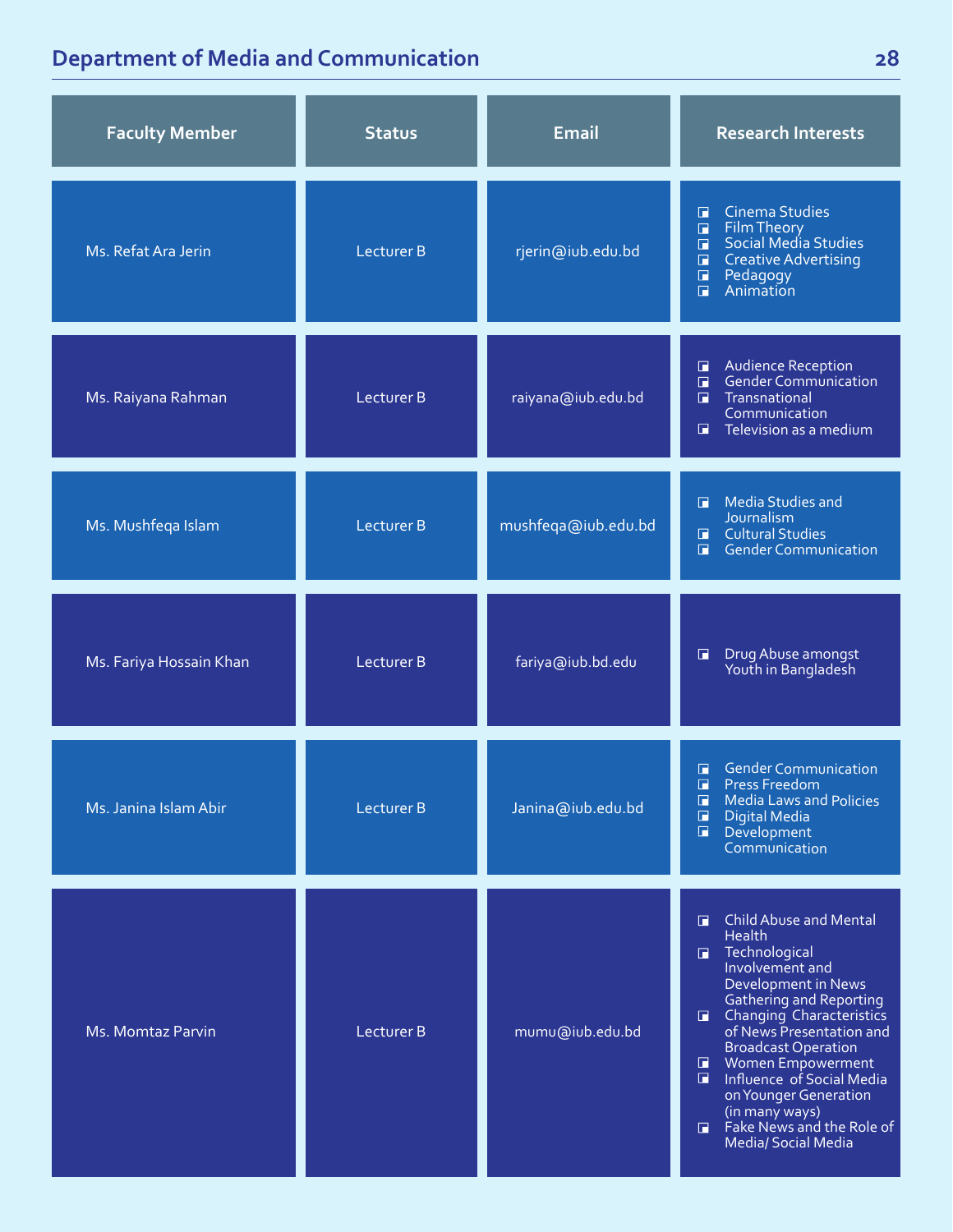## Department of Media and Communication

| Faculty Member | Status | Email | Research Interests |
|---|---|---|---|
| Ms. Refat Ara Jerin | Lecturer B | rjerin@iub.edu.bd | Cinema Studies<br>Film Theory<br>Social Media Studies<br>Creative Advertising<br>Pedagogy<br>Animation |
| Ms. Raiyana Rahman | Lecturer B | raiyana@iub.edu.bd | Audience Reception<br>Gender Communication<br>Transnational Communication<br>Television as a medium |
| Ms. Mushfeqa Islam | Lecturer B | mushfeqa@iub.edu.bd | Media Studies and Journalism<br>Cultural Studies<br>Gender Communication |
| Ms. Fariya Hossain Khan | Lecturer B | fariya@iub.bd.edu | Drug Abuse amongst Youth in Bangladesh |
| Ms. Janina Islam Abir | Lecturer B | Janina@iub.edu.bd | Gender Communication<br>Press Freedom<br>Media Laws and Policies<br>Digital Media<br>Development Communication |
| Ms. Momtaz Parvin | Lecturer B | mumu@iub.edu.bd | Child Abuse and Mental Health<br>Technological Involvement and Development in News Gathering and Reporting<br>Changing Characteristics of News Presentation and Broadcast Operation<br>Women Empowerment<br>Influence of Social Media on Younger Generation (in many ways)<br>Fake News and the Role of Media/ Social Media |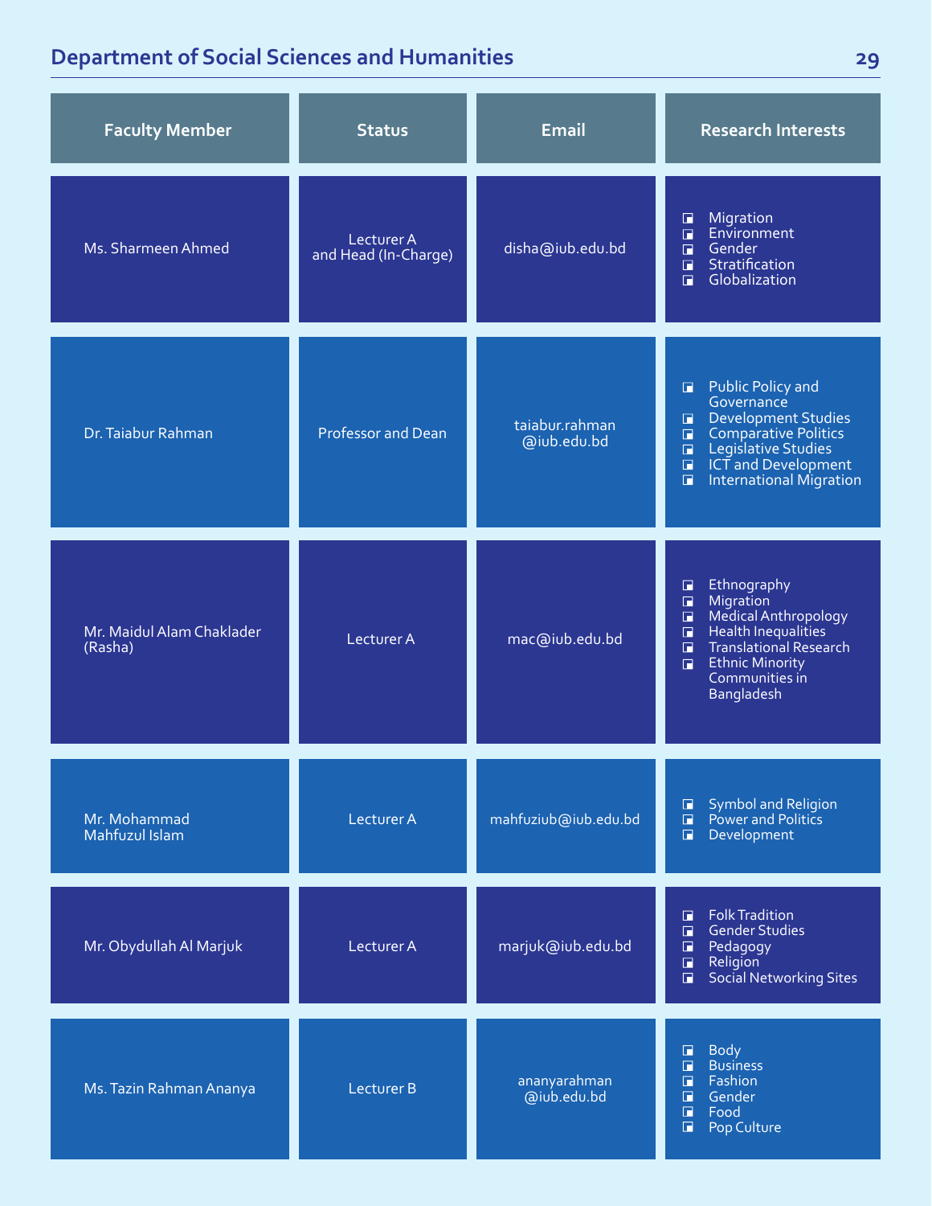## Department of Social Sciences and Humanities

| Faculty Member | Status | Email | Research Interests |
|---|---|---|---|
| Ms. Sharmeen Ahmed | Lecturer A and Head (In-Charge) | disha@iub.edu.bd | Migration; Environment; Gender; Stratification; Globalization |
| Dr. Taiabur Rahman | Professor and Dean | taiabur.rahman@iub.edu.bd | Public Policy and Governance; Development Studies; Comparative Politics; Legislative Studies; ICT and Development; International Migration |
| Mr. Maidul Alam Chaklader (Rasha) | Lecturer A | mac@iub.edu.bd | Ethnography; Migration; Medical Anthropology; Health Inequalities; Translational Research; Ethnic Minority Communities in Bangladesh |
| Mr. Mohammad Mahfuzul Islam | Lecturer A | mahfuziub@iub.edu.bd | Symbol and Religion; Power and Politics; Development |
| Mr. Obydullah Al Marjuk | Lecturer A | marjuk@iub.edu.bd | Folk Tradition; Gender Studies; Pedagogy; Religion; Social Networking Sites |
| Ms. Tazin Rahman Ananya | Lecturer B | ananyarahman@iub.edu.bd | Body; Business; Fashion; Gender; Food; Pop Culture |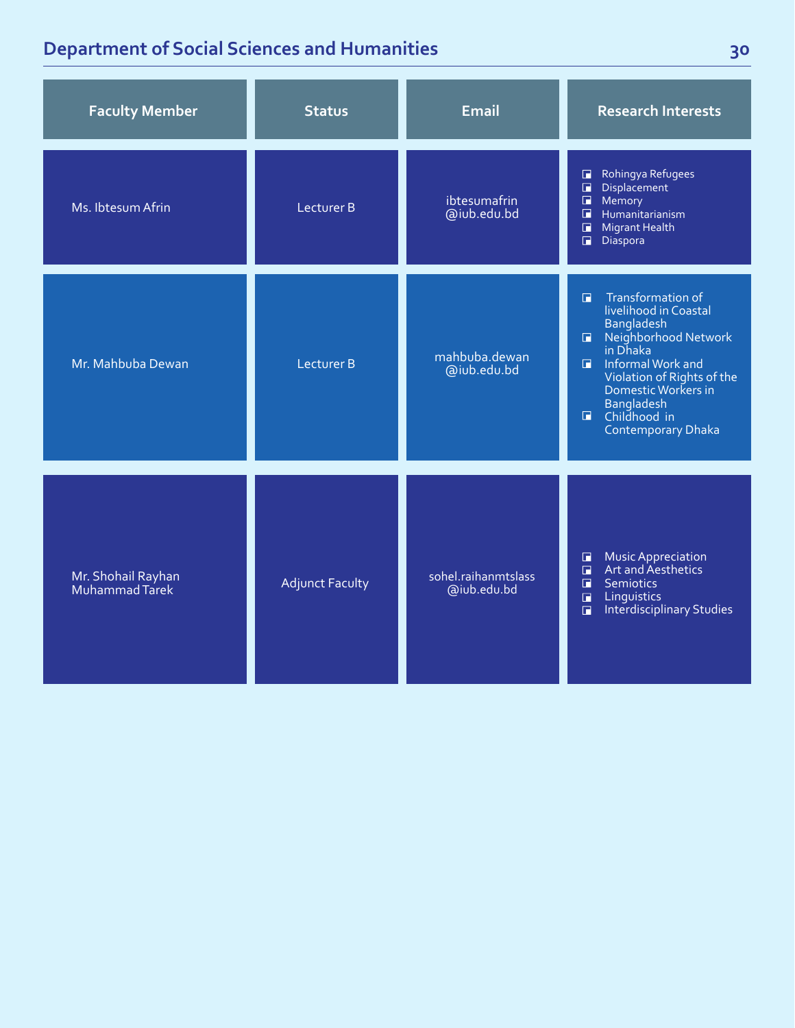## Department of Social Sciences and Humanities

| Faculty Member | Status | Email | Research Interests |
| --- | --- | --- | --- |
| Ms. Ibtesum Afrin | Lecturer B | ibtesumafrin@iub.edu.bd | Rohingya Refugees; Displacement; Memory; Humanitarianism; Migrant Health; Diaspora |
| Mr. Mahbuba Dewan | Lecturer B | mahbuba.dewan@iub.edu.bd | Transformation of livelihood in Coastal Bangladesh; Neighborhood Network in Dhaka; Informal Work and Violation of Rights of the Domestic Workers in Bangladesh; Childhood in Contemporary Dhaka |
| Mr. Shohail Rayhan Muhammad Tarek | Adjunct Faculty | sohel.raihanmtslass@iub.edu.bd | Music Appreciation; Art and Aesthetics; Semiotics; Linguistics; Interdisciplinary Studies |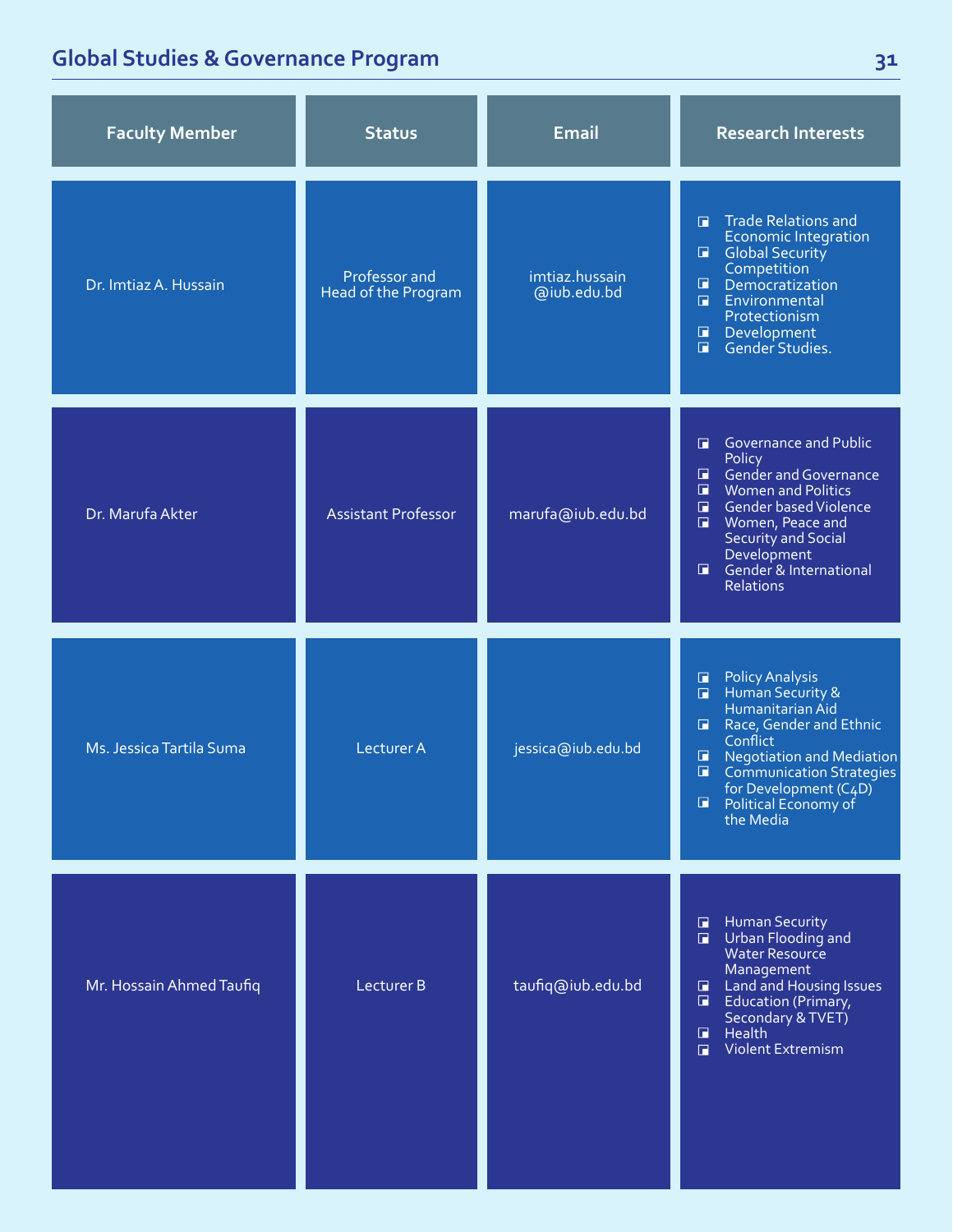## Global Studies & Governance Program

| Faculty Member | Status | Email | Research Interests |
|---|---|---|---|
| Dr. Imtiaz A. Hussain | Professor and Head of the Program | imtiaz.hussain@iub.edu.bd | • Trade Relations and Economic Integration<br>• Global Security Competition<br>• Democratization<br>• Environmental Protectionism<br>• Development<br>• Gender Studies. |
| Dr. Marufa Akter | Assistant Professor | marufa@iub.edu.bd | • Governance and Public Policy<br>• Gender and Governance<br>• Women and Politics<br>• Gender based Violence<br>• Women, Peace and Security and Social Development<br>• Gender & International Relations |
| Ms. Jessica Tartila Suma | Lecturer A | jessica@iub.edu.bd | • Policy Analysis<br>• Human Security & Humanitarian Aid<br>• Race, Gender and Ethnic Conflict<br>• Negotiation and Mediation<br>• Communication Strategies for Development (C4D)<br>• Political Economy of the Media |
| Mr. Hossain Ahmed Taufiq | Lecturer B | taufiq@iub.edu.bd | • Human Security<br>• Urban Flooding and Water Resource Management<br>• Land and Housing Issues<br>• Education (Primary, Secondary & TVET)<br>• Health<br>• Violent Extremism |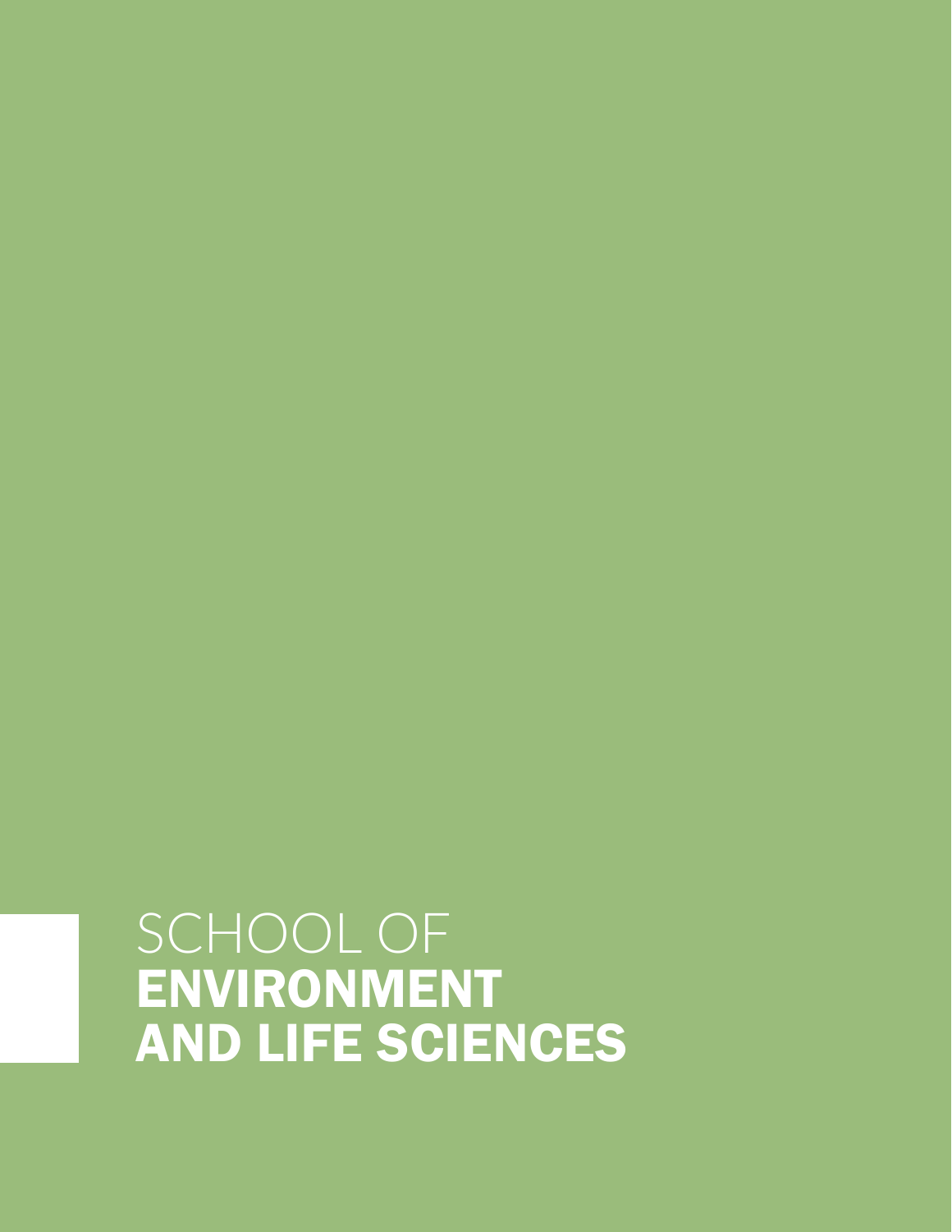# SCHOOL OF **ENVIRONMENT AND LIFE SCIENCES**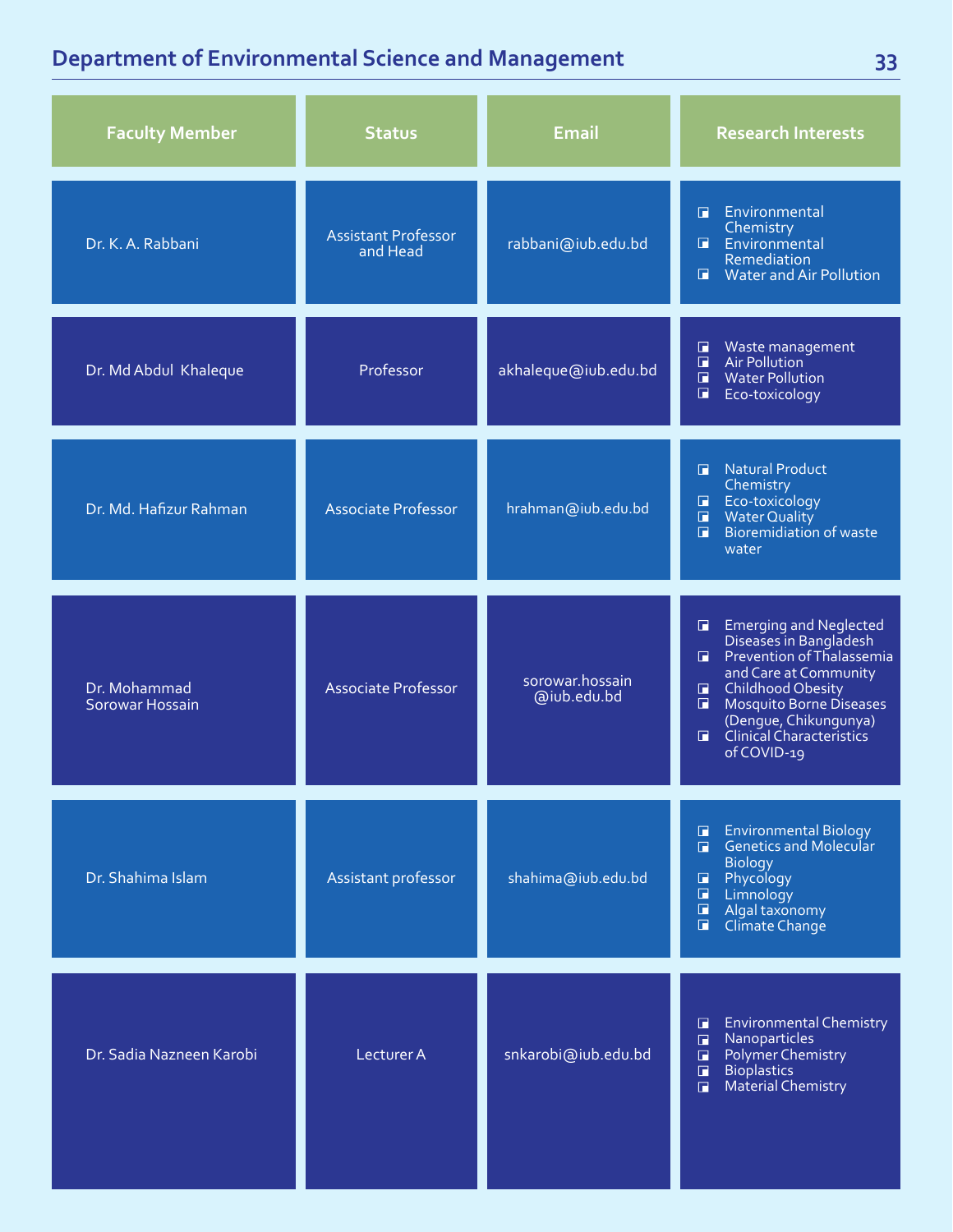## Department of Environmental Science and Management

| Faculty Member | Status | Email | Research Interests |
|---|---|---|---|
| Dr. K. A. Rabbani | Assistant Professor and Head | rabbani@iub.edu.bd | Environmental Chemistry<br>Environmental Remediation<br>Water and Air Pollution |
| Dr. Md Abdul Khaleque | Professor | akhaleque@iub.edu.bd | Waste management<br>Air Pollution<br>Water Pollution<br>Eco-toxicology |
| Dr. Md. Hafizur Rahman | Associate Professor | hrahman@iub.edu.bd | Natural Product Chemistry<br>Eco-toxicology<br>Water Quality<br>Bioremidiation of waste water |
| Dr. Mohammad Sorowar Hossain | Associate Professor | sorowar.hossain@iub.edu.bd | Emerging and Neglected Diseases in Bangladesh<br>Prevention of Thalassemia and Care at Community<br>Childhood Obesity<br>Mosquito Borne Diseases (Dengue, Chikungunya)<br>Clinical Characteristics of COVID-19 |
| Dr. Shahima Islam | Assistant professor | shahima@iub.edu.bd | Environmental Biology<br>Genetics and Molecular Biology<br>Phycology<br>Limnology<br>Algal taxonomy<br>Climate Change |
| Dr. Sadia Nazneen Karobi | Lecturer A | snkarobi@iub.edu.bd | Environmental Chemistry<br>Nanoparticles<br>Polymer Chemistry<br>Bioplastics<br>Material Chemistry |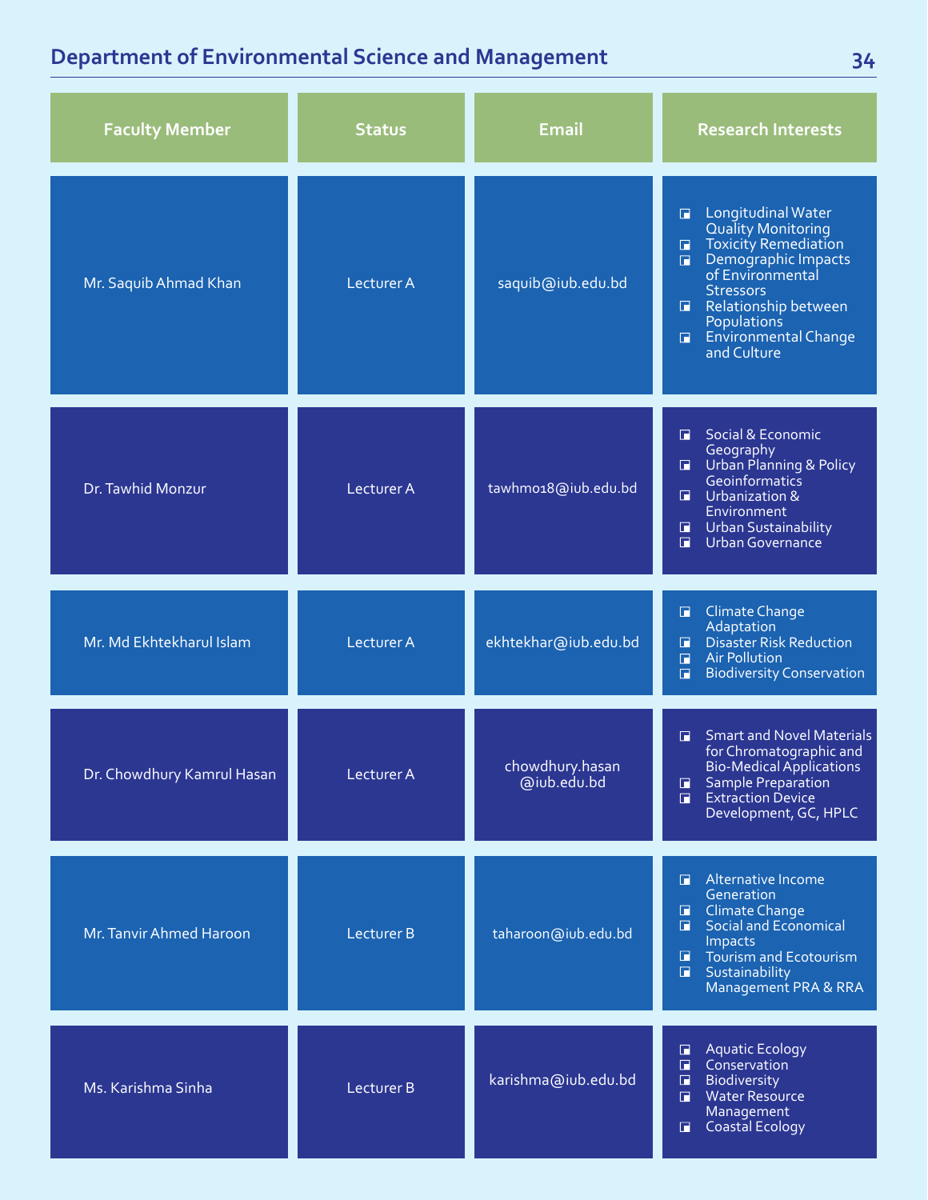## Department of Environmental Science and Management

| Faculty Member | Status | Email | Research Interests |
|---|---|---|---|
| Mr. Saquib Ahmad Khan | Lecturer A | saquib@iub.edu.bd | ◘ Longitudinal Water Quality Monitoring<br>◘ Toxicity Remediation<br>◘ Demographic Impacts of Environmental Stressors<br>◘ Relationship between Populations<br>◘ Environmental Change and Culture |
| Dr. Tawhid Monzur | Lecturer A | tawhm018@iub.edu.bd | ◘ Social & Economic Geography<br>◘ Urban Planning & Policy Geoinformatics<br>◘ Urbanization & Environment<br>◘ Urban Sustainability<br>◘ Urban Governance |
| Mr. Md Ekhtekharul Islam | Lecturer A | ekhtekhar@iub.edu.bd | ◘ Climate Change Adaptation<br>◘ Disaster Risk Reduction<br>◘ Air Pollution<br>◘ Biodiversity Conservation |
| Dr. Chowdhury Kamrul Hasan | Lecturer A | chowdhury.hasan@iub.edu.bd | ◘ Smart and Novel Materials for Chromatographic and Bio-Medical Applications<br>◘ Sample Preparation<br>◘ Extraction Device Development, GC, HPLC |
| Mr. Tanvir Ahmed Haroon | Lecturer B | taharoon@iub.edu.bd | ◘ Alternative Income Generation<br>◘ Climate Change<br>◘ Social and Economical Impacts<br>◘ Tourism and Ecotourism<br>◘ Sustainability Management PRA & RRA |
| Ms. Karishma Sinha | Lecturer B | karishma@iub.edu.bd | ◘ Aquatic Ecology<br>◘ Conservation<br>◘ Biodiversity<br>◘ Water Resource Management<br>◘ Coastal Ecology |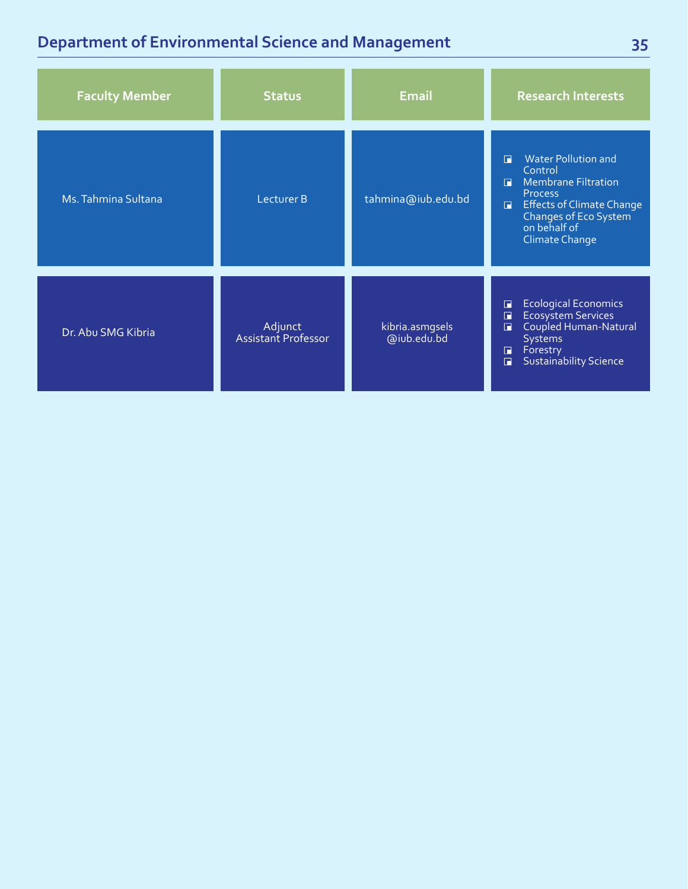## Department of Environmental Science and Management

| Faculty Member | Status | Email | Research Interests |
|---|---|---|---|
| Ms. Tahmina Sultana | Lecturer B | tahmina@iub.edu.bd | Water Pollution and Control<br>Membrane Filtration Process<br>Effects of Climate Change Changes of Eco System on behalf of Climate Change |
| Dr. Abu SMG Kibria | Adjunct Assistant Professor | kibria.asmgsels@iub.edu.bd | Ecological Economics<br>Ecosystem Services<br>Coupled Human-Natural Systems<br>Forestry<br>Sustainability Science |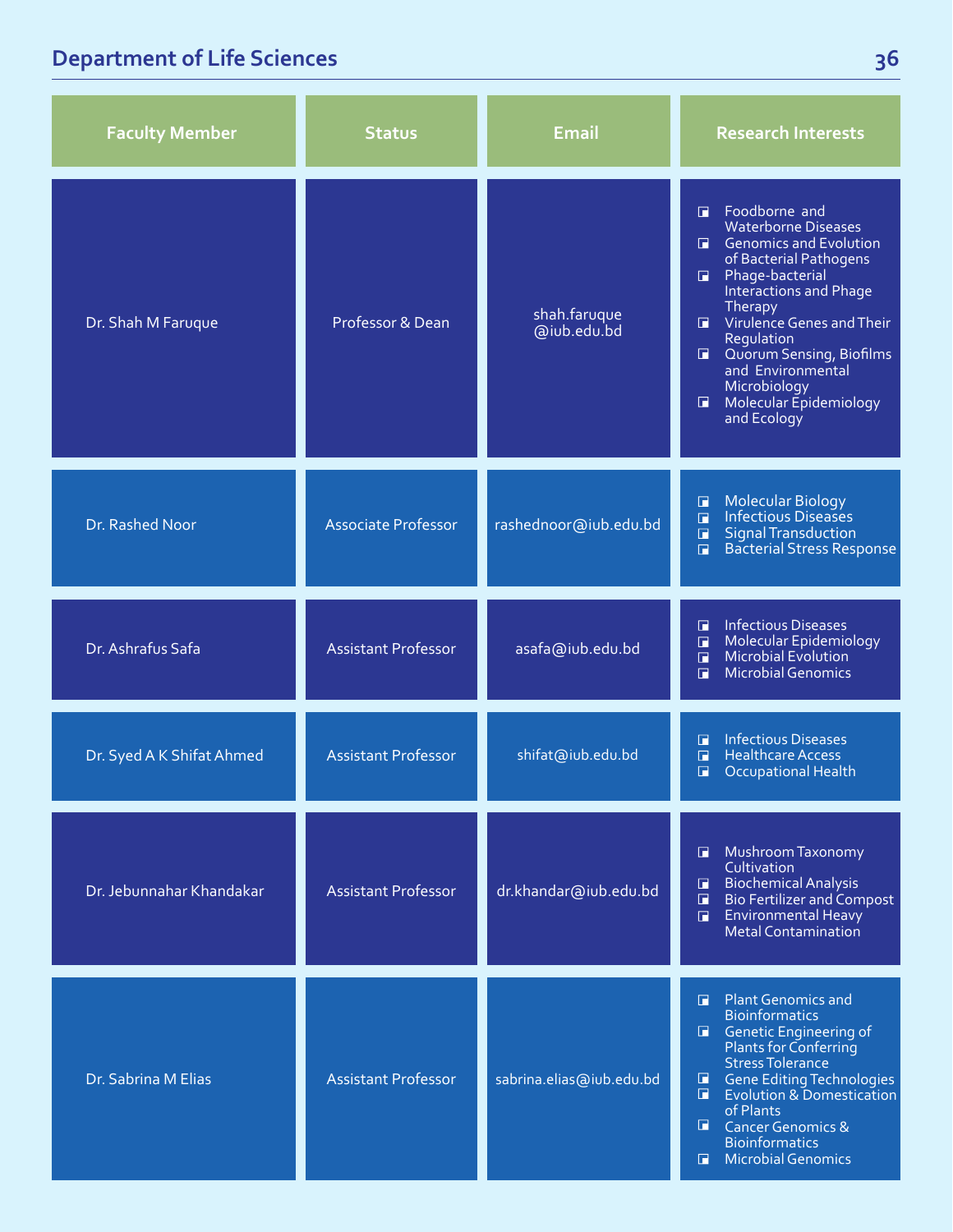## Department of Life Sciences

| Faculty Member | Status | Email | Research Interests |
| --- | --- | --- | --- |
| Dr. Shah M Faruque | Professor & Dean | shah.faruque @iub.edu.bd | Foodborne and Waterborne Diseases; Genomics and Evolution of Bacterial Pathogens; Phage-bacterial Interactions and Phage Therapy; Virulence Genes and Their Regulation; Quorum Sensing, Biofilms and Environmental Microbiology; Molecular Epidemiology and Ecology |
| Dr. Rashed Noor | Associate Professor | rashednoor@iub.edu.bd | Molecular Biology; Infectious Diseases; Signal Transduction; Bacterial Stress Response |
| Dr. Ashrafus Safa | Assistant Professor | asafa@iub.edu.bd | Infectious Diseases; Molecular Epidemiology; Microbial Evolution; Microbial Genomics |
| Dr. Syed A K Shifat Ahmed | Assistant Professor | shifat@iub.edu.bd | Infectious Diseases; Healthcare Access; Occupational Health |
| Dr. Jebunnahar Khandakar | Assistant Professor | dr.khandar@iub.edu.bd | Mushroom Taxonomy Cultivation; Biochemical Analysis; Bio Fertilizer and Compost; Environmental Heavy Metal Contamination |
| Dr. Sabrina M Elias | Assistant Professor | sabrina.elias@iub.edu.bd | Plant Genomics and Bioinformatics; Genetic Engineering of Plants for Conferring Stress Tolerance; Gene Editing Technologies; Evolution & Domestication of Plants; Cancer Genomics & Bioinformatics; Microbial Genomics |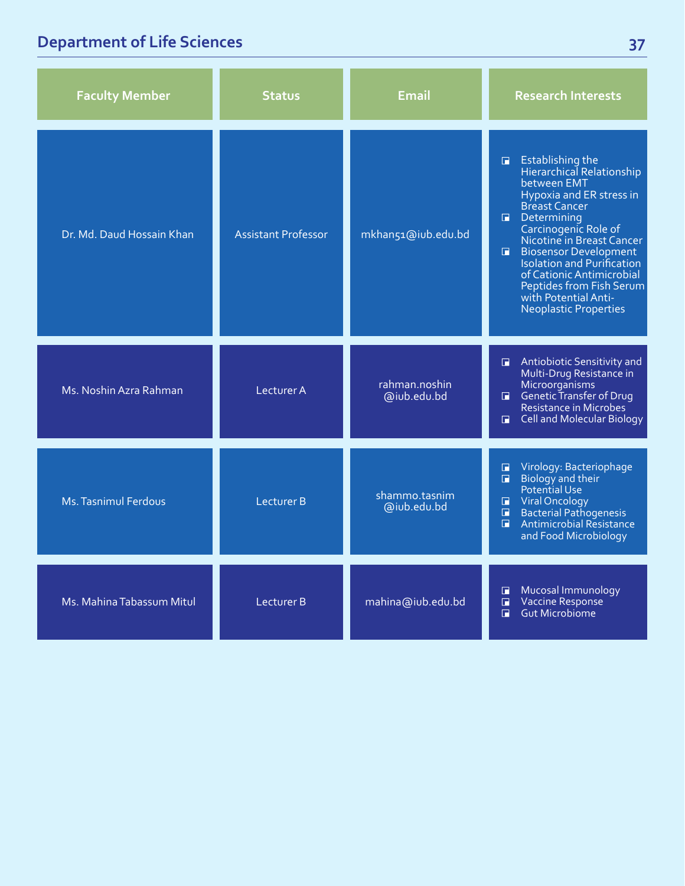## Department of Life Sciences

| Faculty Member | Status | Email | Research Interests |
| --- | --- | --- | --- |
| Dr. Md. Daud Hossain Khan | Assistant Professor | mkhan51@iub.edu.bd | Establishing the Hierarchical Relationship between EMT Hypoxia and ER stress in Breast Cancer<br>Determining Carcinogenic Role of Nicotine in Breast Cancer<br>Biosensor Development Isolation and Purification of Cationic Antimicrobial Peptides from Fish Serum with Potential Anti-Neoplastic Properties |
| Ms. Noshin Azra Rahman | Lecturer A | rahman.noshin@iub.edu.bd | Antiobiotic Sensitivity and Multi-Drug Resistance in Microorganisms<br>Genetic Transfer of Drug Resistance in Microbes<br>Cell and Molecular Biology |
| Ms. Tasnimul Ferdous | Lecturer B | shammo.tasnim@iub.edu.bd | Virology: Bacteriophage<br>Biology and their Potential Use<br>Viral Oncology<br>Bacterial Pathogenesis<br>Antimicrobial Resistance and Food Microbiology |
| Ms. Mahina Tabassum Mitul | Lecturer B | mahina@iub.edu.bd | Mucosal Immunology<br>Vaccine Response<br>Gut Microbiome |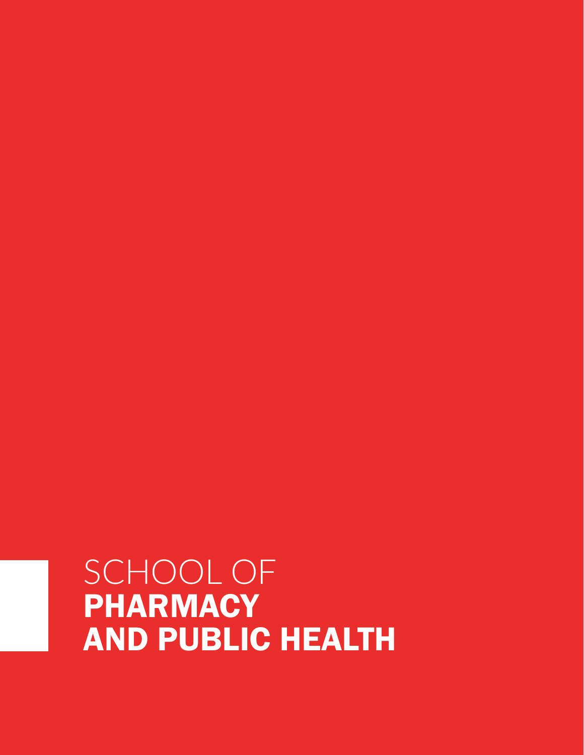# SCHOOL OF **PHARMACY AND PUBLIC HEALTH**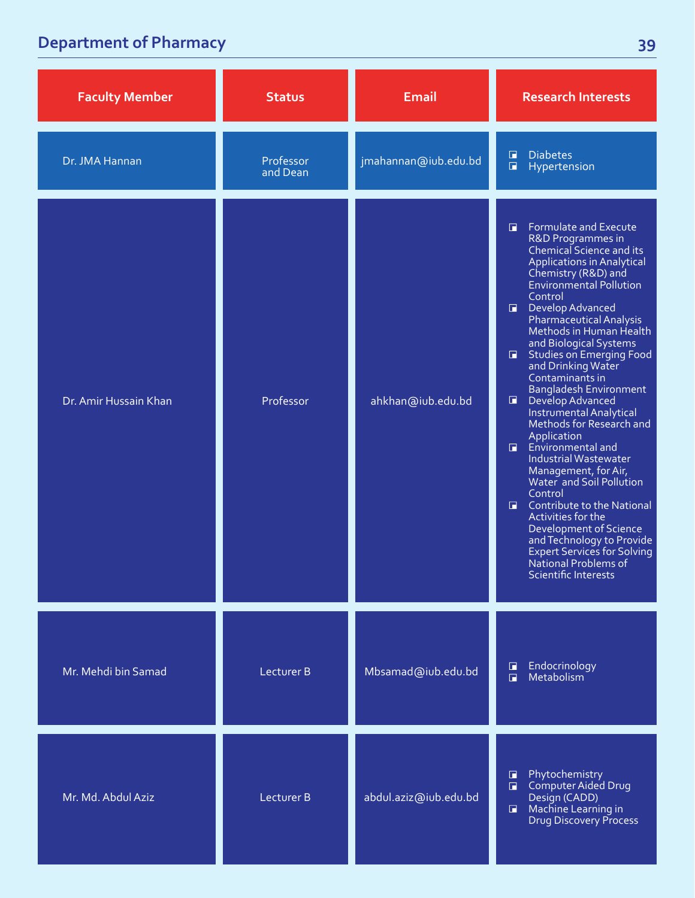## Department of Pharmacy

| Faculty Member | Status | Email | Research Interests |
|---|---|---|---|
| Dr. JMA Hannan | Professor and Dean | jmahannan@iub.edu.bd | • Diabetes<br>• Hypertension |
| Dr. Amir Hussain Khan | Professor | ahkhan@iub.edu.bd | • Formulate and Execute R&D Programmes in Chemical Science and its Applications in Analytical Chemistry (R&D) and Environmental Pollution Control<br>• Develop Advanced Pharmaceutical Analysis Methods in Human Health and Biological Systems<br>• Studies on Emerging Food and Drinking Water Contaminants in Bangladesh Environment<br>• Develop Advanced Instrumental Analytical Methods for Research and Application<br>• Environmental and Industrial Wastewater Management, for Air, Water and Soil Pollution Control<br>• Contribute to the National Activities for the Development of Science and Technology to Provide Expert Services for Solving National Problems of Scientific Interests |
| Mr. Mehdi bin Samad | Lecturer B | Mbsamad@iub.edu.bd | • Endocrinology<br>• Metabolism |
| Mr. Md. Abdul Aziz | Lecturer B | abdul.aziz@iub.edu.bd | • Phytochemistry<br>• Computer Aided Drug Design (CADD)<br>• Machine Learning in Drug Discovery Process |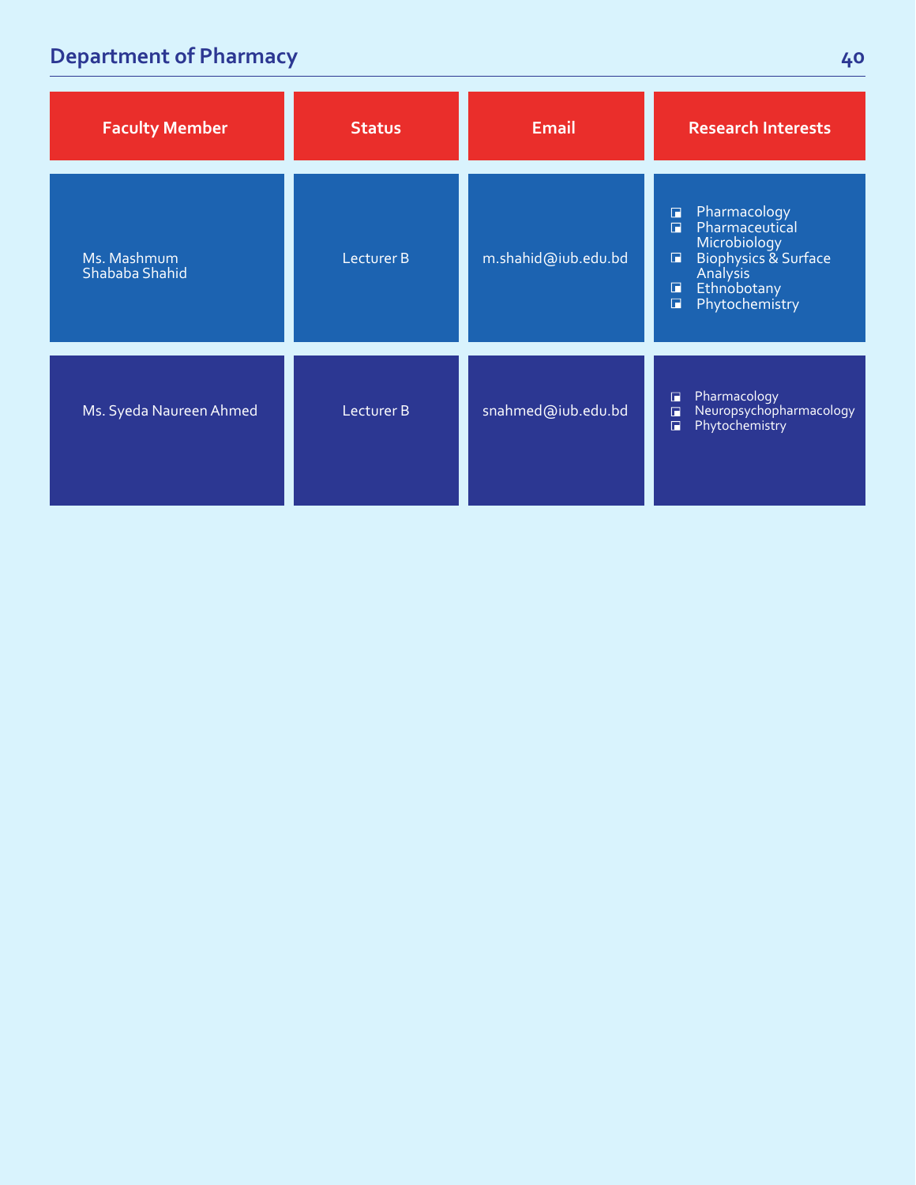## Department of Pharmacy

| Faculty Member | Status | Email | Research Interests |
|---|---|---|---|
| Ms. Mashmum Shababa Shahid | Lecturer B | m.shahid@iub.edu.bd | Pharmacology; Pharmaceutical Microbiology; Biophysics & Surface Analysis; Ethnobotany; Phytochemistry |
| Ms. Syeda Naureen Ahmed | Lecturer B | snahmed@iub.edu.bd | Pharmacology; Neuropsychopharmacology; Phytochemistry |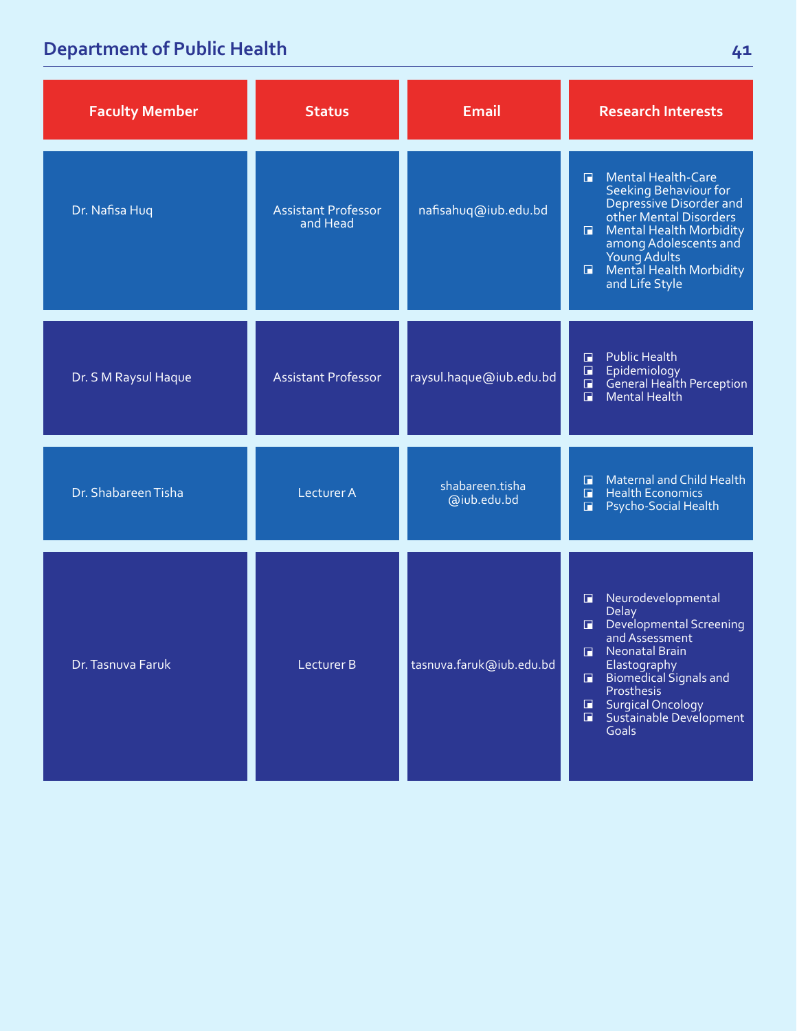## Department of Public Health

| Faculty Member | Status | Email | Research Interests |
|---|---|---|---|
| Dr. Nafisa Huq | Assistant Professor and Head | nafisahuq@iub.edu.bd | ◘ Mental Health-Care Seeking Behaviour for Depressive Disorder and other Mental Disorders<br>◘ Mental Health Morbidity among Adolescents and Young Adults<br>◘ Mental Health Morbidity and Life Style |
| Dr. S M Raysul Haque | Assistant Professor | raysul.haque@iub.edu.bd | ◘ Public Health<br>◘ Epidemiology<br>◘ General Health Perception<br>◘ Mental Health |
| Dr. Shabareen Tisha | Lecturer A | shabareen.tisha@iub.edu.bd | ◘ Maternal and Child Health<br>◘ Health Economics<br>◘ Psycho-Social Health |
| Dr. Tasnuva Faruk | Lecturer B | tasnuva.faruk@iub.edu.bd | ◘ Neurodevelopmental Delay<br>◘ Developmental Screening and Assessment<br>◘ Neonatal Brain Elastography<br>◘ Biomedical Signals and Prosthesis<br>◘ Surgical Oncology<br>◘ Sustainable Development Goals |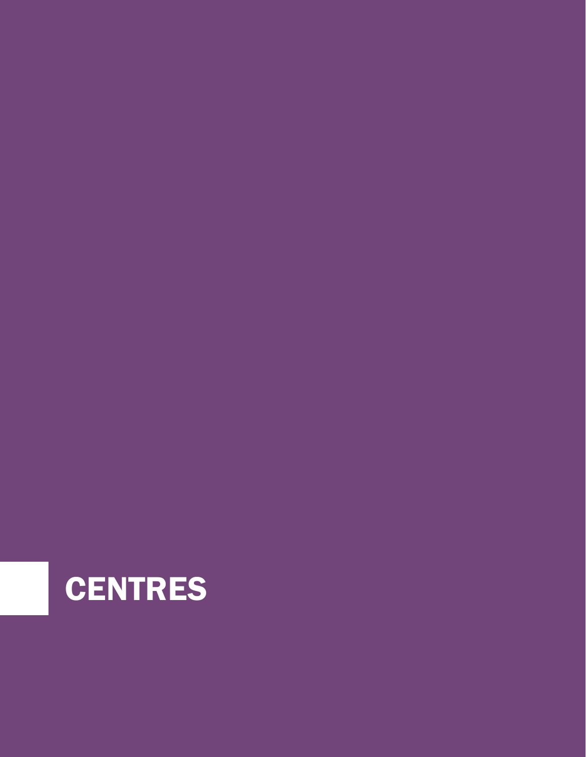# CENTRES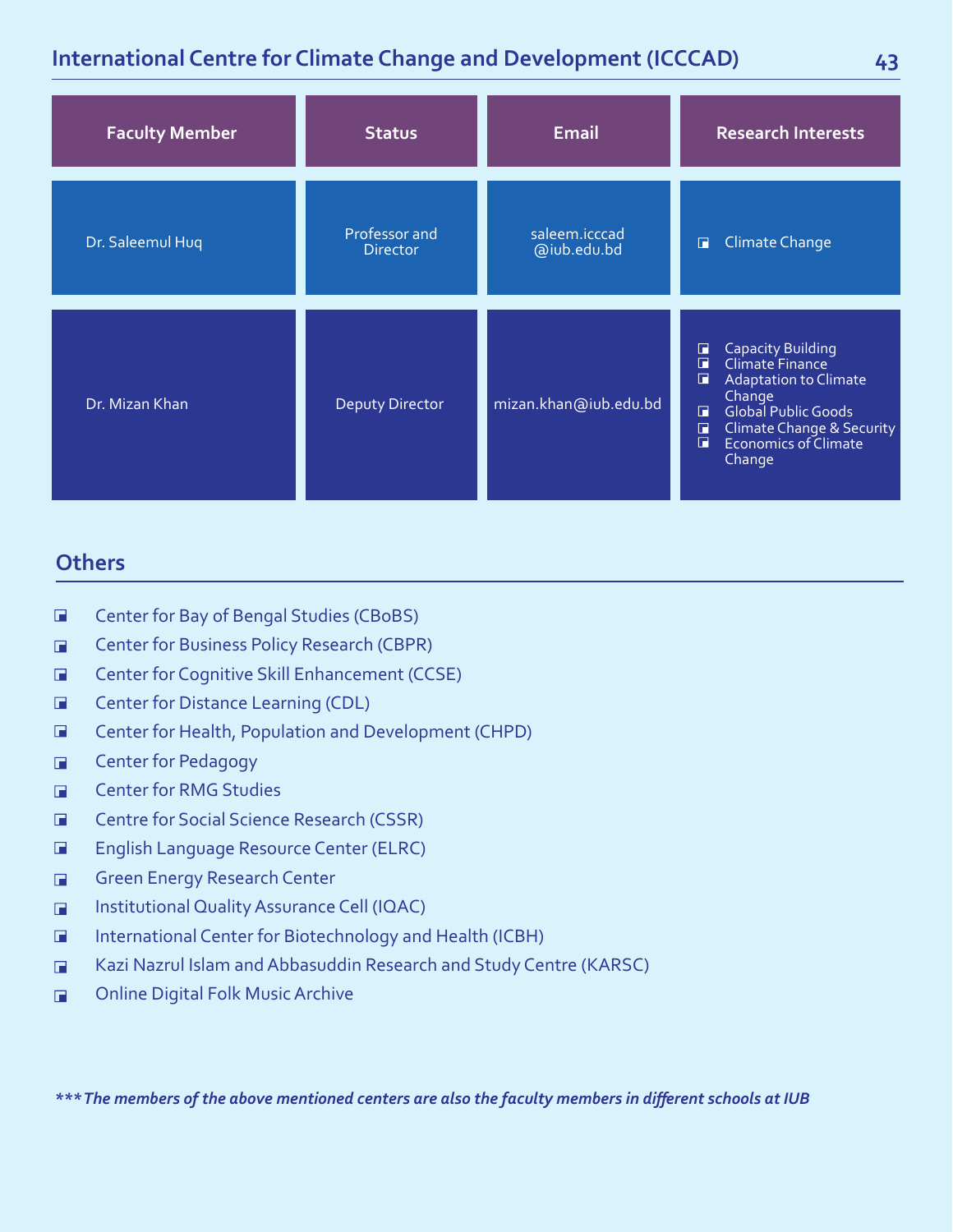## International Centre for Climate Change and Development (ICCCAD)

| Faculty Member | Status | Email | Research Interests |
|---|---|---|---|
| Dr. Saleemul Huq | Professor and Director | saleem.icccad@iub.edu.bd | Climate Change |
| Dr. Mizan Khan | Deputy Director | mizan.khan@iub.edu.bd | Capacity Building<br>Climate Finance<br>Adaptation to Climate Change<br>Global Public Goods<br>Climate Change & Security<br>Economics of Climate Change |

## Others

- Center for Bay of Bengal Studies (CBoBS)
- Center for Business Policy Research (CBPR)
- Center for Cognitive Skill Enhancement (CCSE)
- Center for Distance Learning (CDL)
- Center for Health, Population and Development (CHPD)
- Center for Pedagogy
- Center for RMG Studies
- Centre for Social Science Research (CSSR)
- English Language Resource Center (ELRC)
- Green Energy Research Center
- Institutional Quality Assurance Cell (IQAC)
- International Center for Biotechnology and Health (ICBH)
- Kazi Nazrul Islam and Abbasuddin Research and Study Centre (KARSC)
- Online Digital Folk Music Archive

***\*\*\*The members of the above mentioned centers are also the faculty members in different schools at IUB***